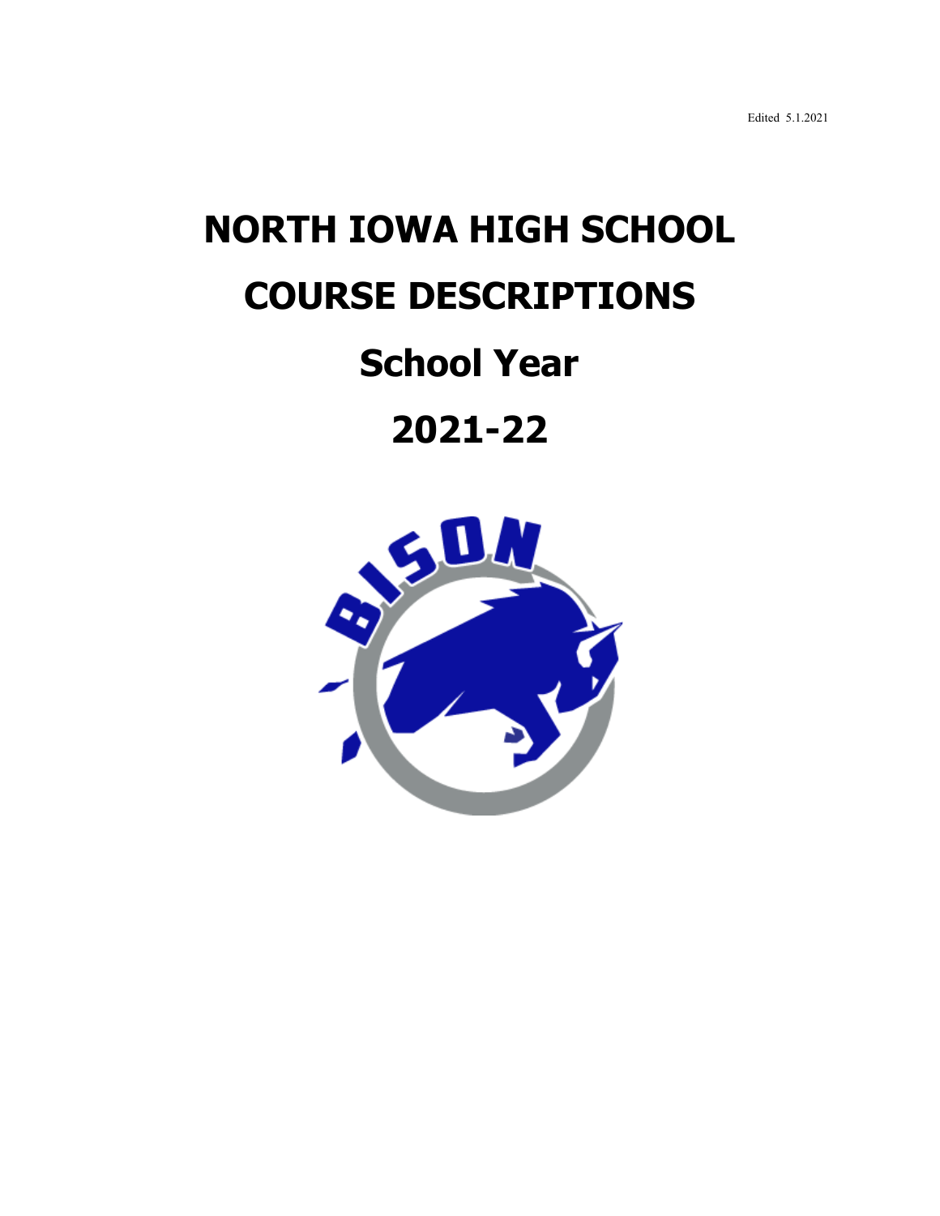Edited 5.1.2021

# NORTH IOWA HIGH SCHOOL

# COURSE DESCRIPTIONS

## School Year

## 2021-22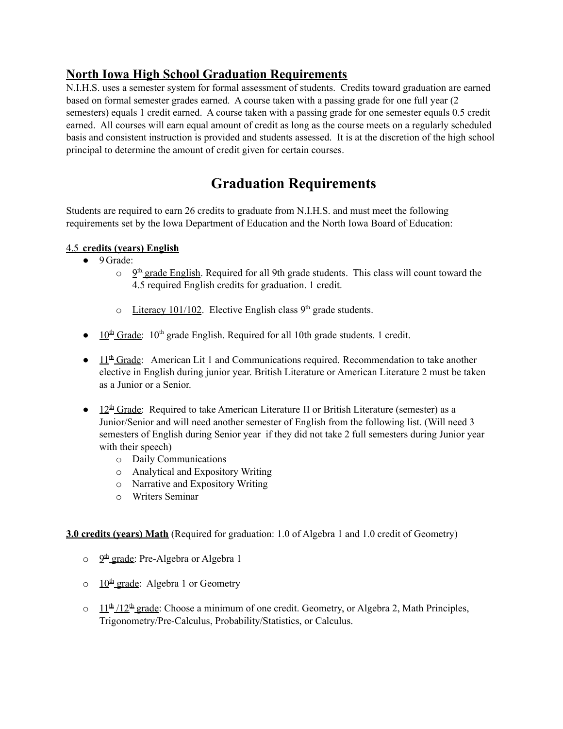## North Iowa High School Graduation Requirements

N.I.H.S. uses a semester system for formal assessment of students. Credits toward graduation are earned based on formal semester grades earned. A course taken with a passing grade for one full year (2 semesters) equals 1 credit earned. A course taken with a passing grade for one semester equals 0.5 credit earned. All courses will earn equal amount of credit as long as the course meets on a regularly scheduled basis and consistent instruction is provided and students assessed. It is at the discretion of the high school principal to determine the amount of credit given for certain courses.

# Graduation Requirements

Students are required to earn 26 credits to graduate from N.I.H.S. and must meet the following requirements set by the Iowa Department of Education and the North Iowa Board of Education:

**4.5 credits (years) English**

- 9 Grade:
  - 9th grade English. Required for all 9th grade students. This class will count toward the 4.5 required English credits for graduation. 1 credit.
  - Literacy 101/102. Elective English class 9th grade students.
- 10th Grade: 10th grade English. Required for all 10th grade students. 1 credit.
- 11th Grade: American Lit 1 and Communications required. Recommendation to take another elective in English during junior year. British Literature or American Literature 2 must be taken as a Junior or a Senior.
- 12th Grade: Required to take American Literature II or British Literature (semester) as a Junior/Senior and will need another semester of English from the following list. (Will need 3 semesters of English during Senior year if they did not take 2 full semesters during Junior year with their speech)
  - Daily Communications
  - Analytical and Expository Writing
  - Narrative and Expository Writing
  - Writers Seminar

**3.0 credits (years) Math** (Required for graduation: 1.0 of Algebra 1 and 1.0 credit of Geometry)

- 9th grade: Pre-Algebra or Algebra 1
- 10th grade: Algebra 1 or Geometry
- 11th /12th grade: Choose a minimum of one credit. Geometry, or Algebra 2, Math Principles, Trigonometry/Pre-Calculus, Probability/Statistics, or Calculus.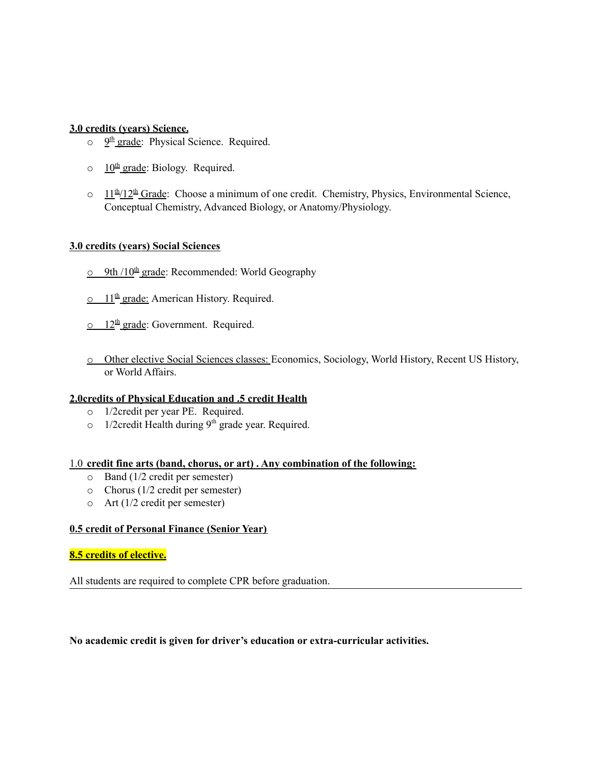**3.0 credits (years) Science.**

- 9th grade: Physical Science. Required.
- 10th grade: Biology. Required.
- 11th/12th Grade: Choose a minimum of one credit. Chemistry, Physics, Environmental Science, Conceptual Chemistry, Advanced Biology, or Anatomy/Physiology.

**3.0 credits (years) Social Sciences**

- 9th /10th grade: Recommended: World Geography
- 11th grade: American History. Required.
- 12th grade: Government. Required.
- Other elective Social Sciences classes: Economics, Sociology, World History, Recent US History, or World Affairs.

**2.0credits of Physical Education and .5 credit Health**

- 1/2credit per year PE. Required.
- 1/2credit Health during 9th grade year. Required.

1.0 **credit fine arts (band, chorus, or art) . Any combination of the following:**

- Band (1/2 credit per semester)
- Chorus (1/2 credit per semester)
- Art (1/2 credit per semester)

**0.5 credit of Personal Finance (Senior Year)**

**8.5 credits of elective.**

All students are required to complete CPR before graduation.

---

**No academic credit is given for driver's education or extra-curricular activities.**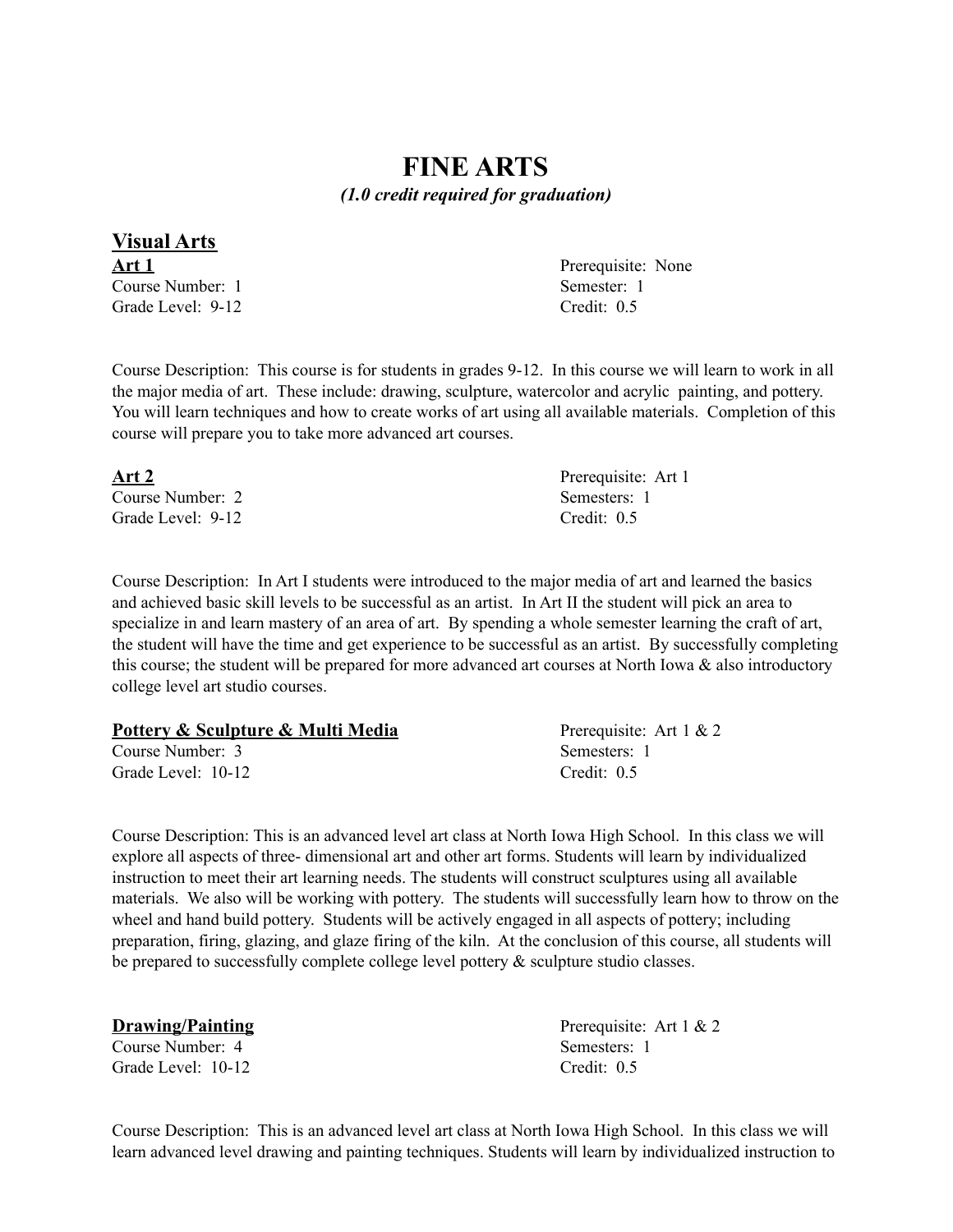# FINE ARTS

*(1.0 credit required for graduation)*

## Visual Arts

### Art 1

Course Number: 1
Grade Level: 9-12
Prerequisite: None
Semester: 1
Credit: 0.5

Course Description: This course is for students in grades 9-12. In this course we will learn to work in all the major media of art. These include: drawing, sculpture, watercolor and acrylic painting, and pottery. You will learn techniques and how to create works of art using all available materials. Completion of this course will prepare you to take more advanced art courses.

### Art 2

Course Number: 2
Grade Level: 9-12
Prerequisite: Art 1
Semesters: 1
Credit: 0.5

Course Description: In Art I students were introduced to the major media of art and learned the basics and achieved basic skill levels to be successful as an artist. In Art II the student will pick an area to specialize in and learn mastery of an area of art. By spending a whole semester learning the craft of art, the student will have the time and get experience to be successful as an artist. By successfully completing this course; the student will be prepared for more advanced art courses at North Iowa & also introductory college level art studio courses.

### Pottery & Sculpture & Multi Media

Course Number: 3
Grade Level: 10-12
Prerequisite: Art 1 & 2
Semesters: 1
Credit: 0.5

Course Description: This is an advanced level art class at North Iowa High School. In this class we will explore all aspects of three- dimensional art and other art forms. Students will learn by individualized instruction to meet their art learning needs. The students will construct sculptures using all available materials. We also will be working with pottery. The students will successfully learn how to throw on the wheel and hand build pottery. Students will be actively engaged in all aspects of pottery; including preparation, firing, glazing, and glaze firing of the kiln. At the conclusion of this course, all students will be prepared to successfully complete college level pottery & sculpture studio classes.

### Drawing/Painting

Course Number: 4
Grade Level: 10-12
Prerequisite: Art 1 & 2
Semesters: 1
Credit: 0.5

Course Description: This is an advanced level art class at North Iowa High School. In this class we will learn advanced level drawing and painting techniques. Students will learn by individualized instruction to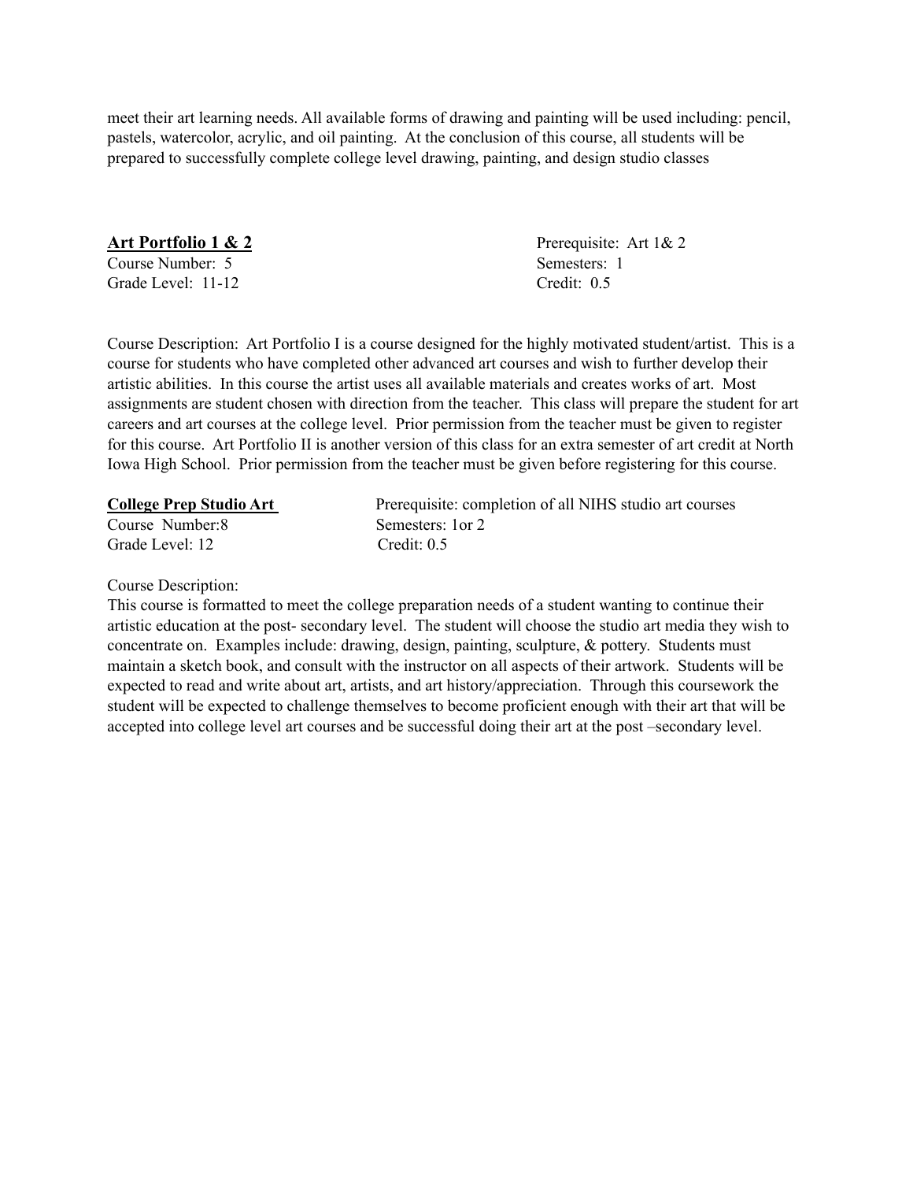meet their art learning needs. All available forms of drawing and painting will be used including: pencil, pastels, watercolor, acrylic, and oil painting. At the conclusion of this course, all students will be prepared to successfully complete college level drawing, painting, and design studio classes

**Art Portfolio 1 & 2**

Course Number: 5
Grade Level: 11-12
Prerequisite: Art 1& 2
Semesters: 1
Credit: 0.5

Course Description: Art Portfolio I is a course designed for the highly motivated student/artist. This is a course for students who have completed other advanced art courses and wish to further develop their artistic abilities. In this course the artist uses all available materials and creates works of art. Most assignments are student chosen with direction from the teacher. This class will prepare the student for art careers and art courses at the college level. Prior permission from the teacher must be given to register for this course. Art Portfolio II is another version of this class for an extra semester of art credit at North Iowa High School. Prior permission from the teacher must be given before registering for this course.

**College Prep Studio Art**

Course Number:8
Grade Level: 12
Prerequisite: completion of all NIHS studio art courses
Semesters: 1or 2
Credit: 0.5

Course Description:
This course is formatted to meet the college preparation needs of a student wanting to continue their artistic education at the post- secondary level. The student will choose the studio art media they wish to concentrate on. Examples include: drawing, design, painting, sculpture, & pottery. Students must maintain a sketch book, and consult with the instructor on all aspects of their artwork. Students will be expected to read and write about art, artists, and art history/appreciation. Through this coursework the student will be expected to challenge themselves to become proficient enough with their art that will be accepted into college level art courses and be successful doing their art at the post –secondary level.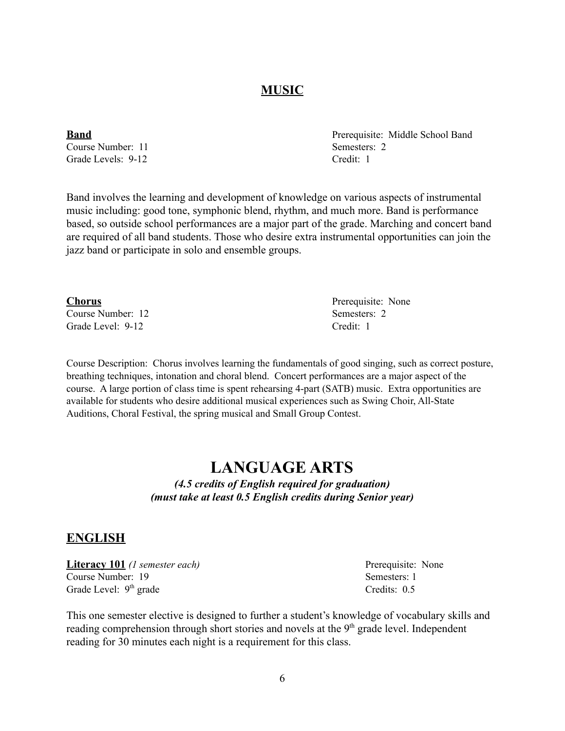## MUSIC

**Band**
Prerequisite: Middle School Band
Course Number: 11
Semesters: 2
Grade Levels: 9-12
Credit: 1

Band involves the learning and development of knowledge on various aspects of instrumental music including: good tone, symphonic blend, rhythm, and much more. Band is performance based, so outside school performances are a major part of the grade. Marching and concert band are required of all band students. Those who desire extra instrumental opportunities can join the jazz band or participate in solo and ensemble groups.

**Chorus**
Prerequisite: None
Course Number: 12
Semesters: 2
Grade Level: 9-12
Credit: 1

Course Description: Chorus involves learning the fundamentals of good singing, such as correct posture, breathing techniques, intonation and choral blend. Concert performances are a major aspect of the course. A large portion of class time is spent rehearsing 4-part (SATB) music. Extra opportunities are available for students who desire additional musical experiences such as Swing Choir, All-State Auditions, Choral Festival, the spring musical and Small Group Contest.

# LANGUAGE ARTS

***(4.5 credits of English required for graduation)***
***(must take at least 0.5 English credits during Senior year)***

## ENGLISH

**Literacy 101** *(1 semester each)*
Prerequisite: None
Course Number: 19
Semesters: 1
Grade Level: 9th grade
Credits: 0.5

This one semester elective is designed to further a student's knowledge of vocabulary skills and reading comprehension through short stories and novels at the 9th grade level. Independent reading for 30 minutes each night is a requirement for this class.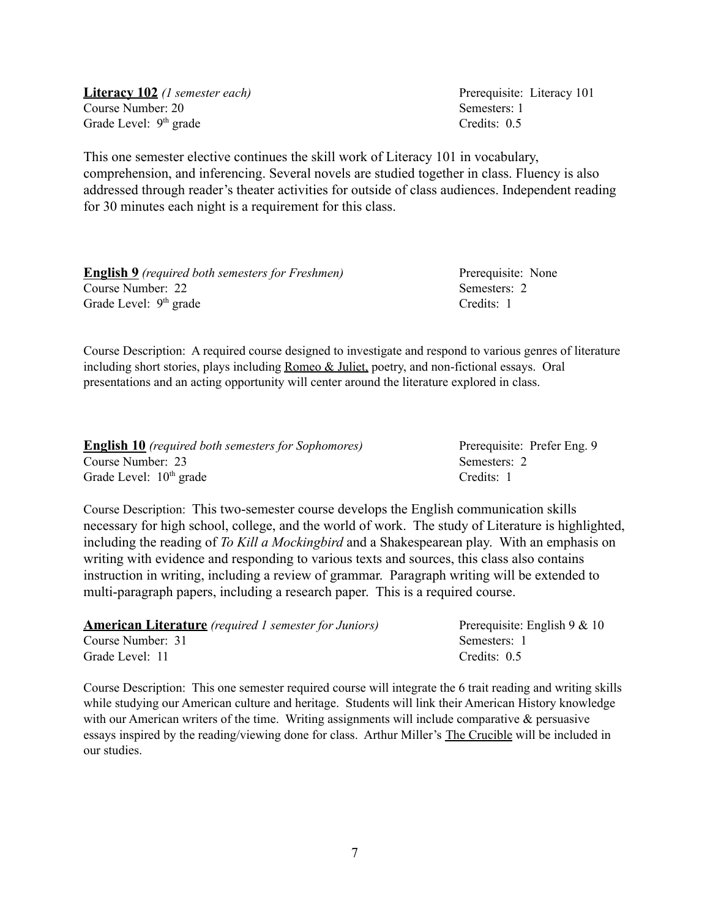**Literacy 102** *(1 semester each)*
Course Number: 20
Grade Level: 9th grade

Prerequisite: Literacy 101
Semesters: 1
Credits: 0.5

This one semester elective continues the skill work of Literacy 101 in vocabulary, comprehension, and inferencing. Several novels are studied together in class. Fluency is also addressed through reader's theater activities for outside of class audiences. Independent reading for 30 minutes each night is a requirement for this class.

**English 9** *(required both semesters for Freshmen)*
Course Number: 22
Grade Level: 9th grade

Prerequisite: None
Semesters: 2
Credits: 1

Course Description: A required course designed to investigate and respond to various genres of literature including short stories, plays including Romeo & Juliet, poetry, and non-fictional essays. Oral presentations and an acting opportunity will center around the literature explored in class.

**English 10** *(required both semesters for Sophomores)*
Course Number: 23
Grade Level: 10th grade

Prerequisite: Prefer Eng. 9
Semesters: 2
Credits: 1

Course Description: This two-semester course develops the English communication skills necessary for high school, college, and the world of work. The study of Literature is highlighted, including the reading of *To Kill a Mockingbird* and a Shakespearean play. With an emphasis on writing with evidence and responding to various texts and sources, this class also contains instruction in writing, including a review of grammar. Paragraph writing will be extended to multi-paragraph papers, including a research paper. This is a required course.

**American Literature** *(required 1 semester for Juniors)*
Course Number: 31
Grade Level: 11

Prerequisite: English 9 & 10
Semesters: 1
Credits: 0.5

Course Description: This one semester required course will integrate the 6 trait reading and writing skills while studying our American culture and heritage. Students will link their American History knowledge with our American writers of the time. Writing assignments will include comparative & persuasive essays inspired by the reading/viewing done for class. Arthur Miller's The Crucible will be included in our studies.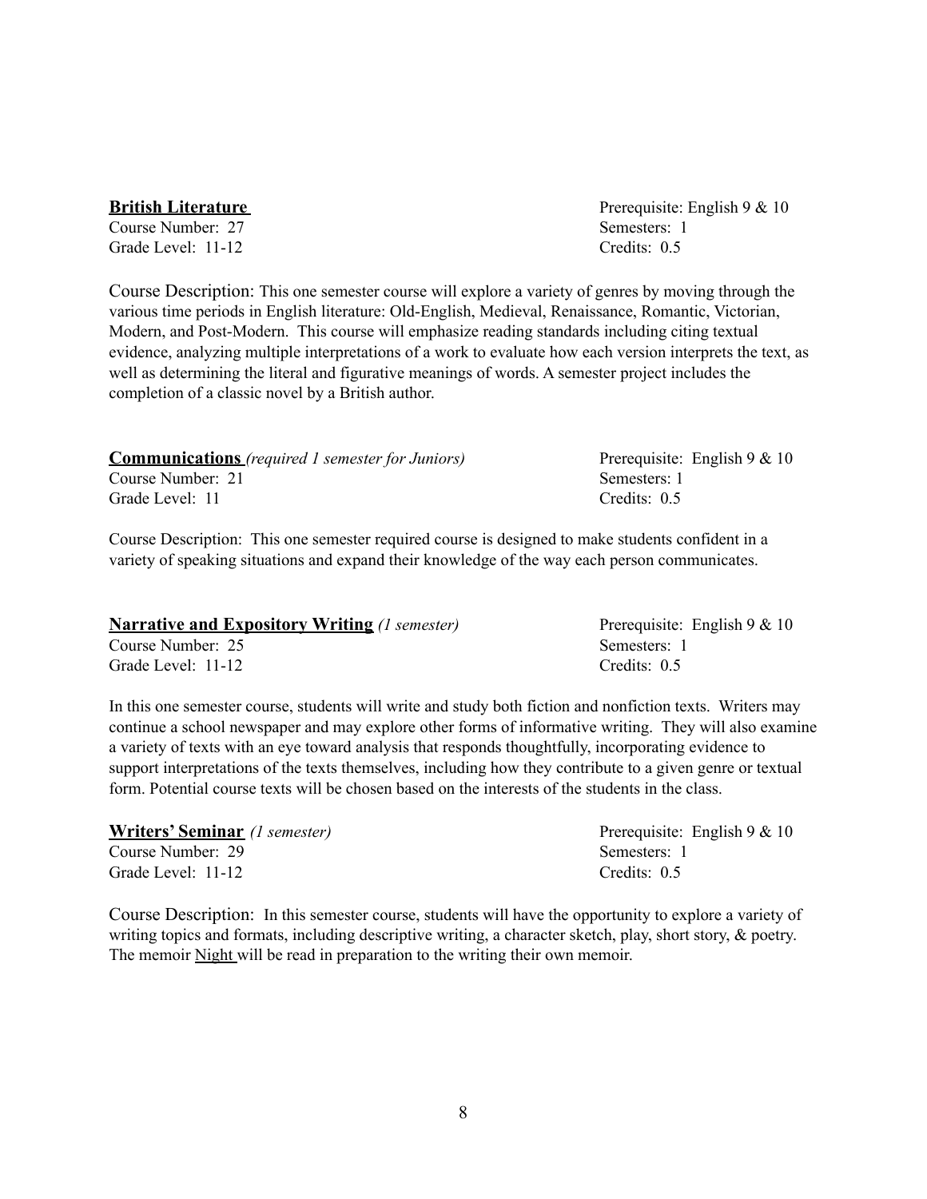**British Literature**
Prerequisite: English 9 & 10
Course Number: 27
Semesters: 1
Grade Level: 11-12
Credits: 0.5

Course Description: This one semester course will explore a variety of genres by moving through the various time periods in English literature: Old-English, Medieval, Renaissance, Romantic, Victorian, Modern, and Post-Modern. This course will emphasize reading standards including citing textual evidence, analyzing multiple interpretations of a work to evaluate how each version interprets the text, as well as determining the literal and figurative meanings of words. A semester project includes the completion of a classic novel by a British author.

**Communications** *(required 1 semester for Juniors)*
Prerequisite: English 9 & 10
Course Number: 21
Semesters: 1
Grade Level: 11
Credits: 0.5

Course Description: This one semester required course is designed to make students confident in a variety of speaking situations and expand their knowledge of the way each person communicates.

**Narrative and Expository Writing** *(1 semester)*
Prerequisite: English 9 & 10
Course Number: 25
Semesters: 1
Grade Level: 11-12
Credits: 0.5

In this one semester course, students will write and study both fiction and nonfiction texts. Writers may continue a school newspaper and may explore other forms of informative writing. They will also examine a variety of texts with an eye toward analysis that responds thoughtfully, incorporating evidence to support interpretations of the texts themselves, including how they contribute to a given genre or textual form. Potential course texts will be chosen based on the interests of the students in the class.

**Writers' Seminar** *(1 semester)*
Prerequisite: English 9 & 10
Course Number: 29
Semesters: 1
Grade Level: 11-12
Credits: 0.5

Course Description: In this semester course, students will have the opportunity to explore a variety of writing topics and formats, including descriptive writing, a character sketch, play, short story, & poetry. The memoir Night will be read in preparation to the writing their own memoir.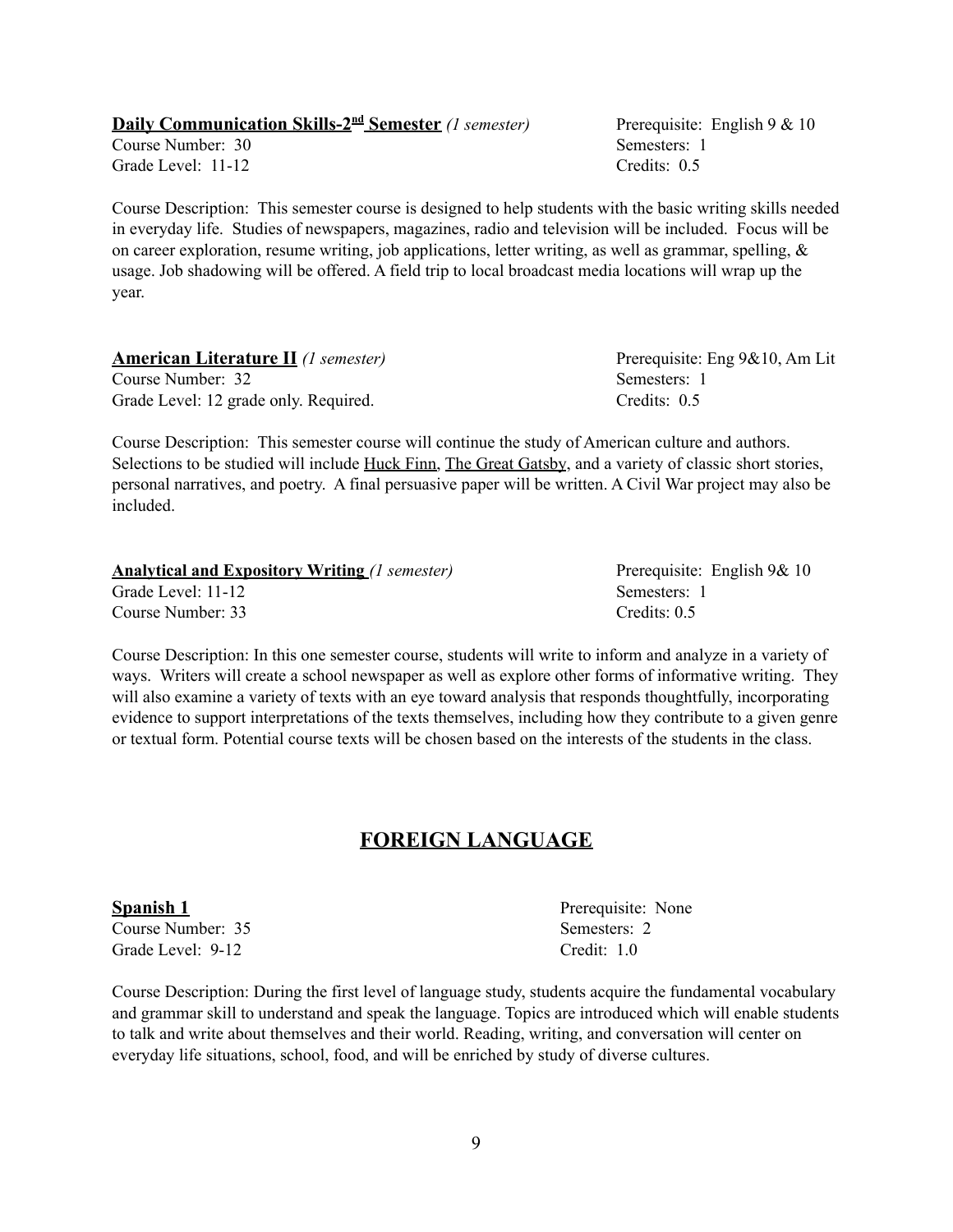**<u>Daily Communication Skills-2nd Semester</u>** *(1 semester)*

Prerequisite: English 9 & 10

Course Number: 30

Semesters: 1

Grade Level: 11-12

Credits: 0.5

Course Description: This semester course is designed to help students with the basic writing skills needed in everyday life. Studies of newspapers, magazines, radio and television will be included. Focus will be on career exploration, resume writing, job applications, letter writing, as well as grammar, spelling, & usage. Job shadowing will be offered. A field trip to local broadcast media locations will wrap up the year.

**<u>American Literature II</u>** *(1 semester)*

Prerequisite: Eng 9&10, Am Lit

Course Number: 32

Semesters: 1

Grade Level: 12 grade only. Required.

Credits: 0.5

Course Description: This semester course will continue the study of American culture and authors. Selections to be studied will include <u>Huck Finn</u>, <u>The Great Gatsby</u>, and a variety of classic short stories, personal narratives, and poetry. A final persuasive paper will be written. A Civil War project may also be included.

**<u>Analytical and Expository Writing</u>** *(1 semester)*

Prerequisite: English 9& 10

Grade Level: 11-12

Semesters: 1

Course Number: 33

Credits: 0.5

Course Description: In this one semester course, students will write to inform and analyze in a variety of ways. Writers will create a school newspaper as well as explore other forms of informative writing. They will also examine a variety of texts with an eye toward analysis that responds thoughtfully, incorporating evidence to support interpretations of the texts themselves, including how they contribute to a given genre or textual form. Potential course texts will be chosen based on the interests of the students in the class.

## <u>FOREIGN LANGUAGE</u>

**<u>Spanish 1</u>**

Prerequisite: None

Course Number: 35

Semesters: 2

Grade Level: 9-12

Credit: 1.0

Course Description: During the first level of language study, students acquire the fundamental vocabulary and grammar skill to understand and speak the language. Topics are introduced which will enable students to talk and write about themselves and their world. Reading, writing, and conversation will center on everyday life situations, school, food, and will be enriched by study of diverse cultures.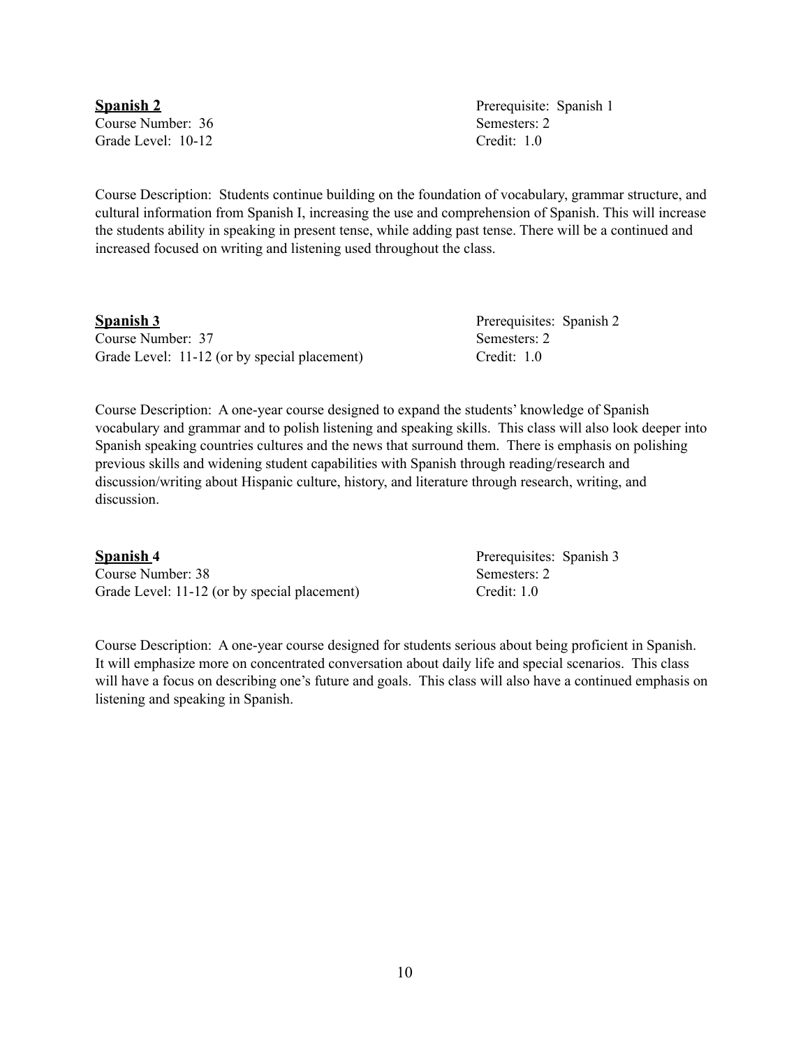**Spanish 2**
Course Number: 36
Grade Level: 10-12

Prerequisite: Spanish 1
Semesters: 2
Credit: 1.0

Course Description: Students continue building on the foundation of vocabulary, grammar structure, and cultural information from Spanish I, increasing the use and comprehension of Spanish. This will increase the students ability in speaking in present tense, while adding past tense. There will be a continued and increased focused on writing and listening used throughout the class.

**Spanish 3**
Course Number: 37
Grade Level: 11-12 (or by special placement)

Prerequisites: Spanish 2
Semesters: 2
Credit: 1.0

Course Description: A one-year course designed to expand the students' knowledge of Spanish vocabulary and grammar and to polish listening and speaking skills. This class will also look deeper into Spanish speaking countries cultures and the news that surround them. There is emphasis on polishing previous skills and widening student capabilities with Spanish through reading/research and discussion/writing about Hispanic culture, history, and literature through research, writing, and discussion.

**Spanish 4**
Course Number: 38
Grade Level: 11-12 (or by special placement)

Prerequisites: Spanish 3
Semesters: 2
Credit: 1.0

Course Description: A one-year course designed for students serious about being proficient in Spanish. It will emphasize more on concentrated conversation about daily life and special scenarios. This class will have a focus on describing one's future and goals. This class will also have a continued emphasis on listening and speaking in Spanish.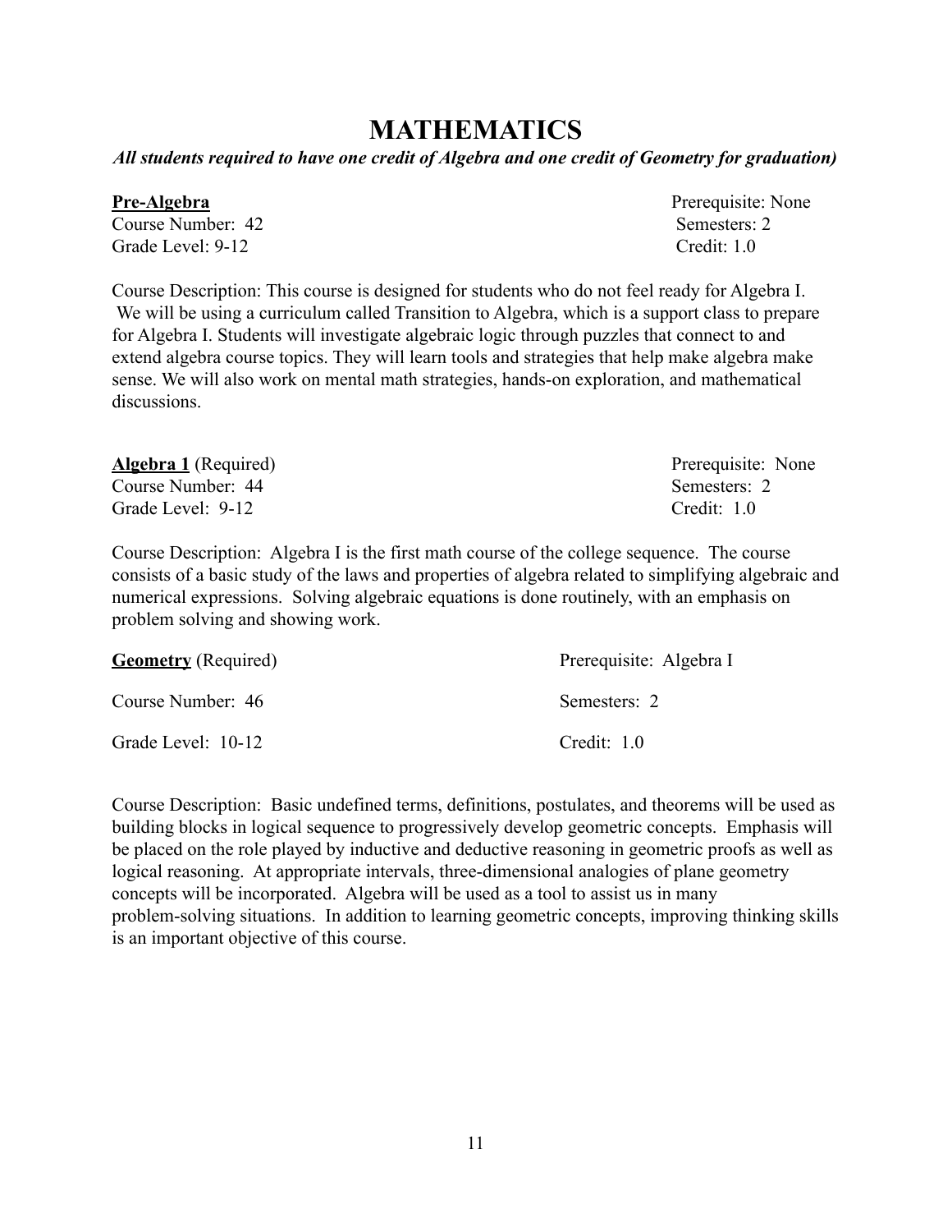# MATHEMATICS

***All students required to have one credit of Algebra and one credit of Geometry for graduation)***

**Pre-Algebra** Prerequisite: None
Course Number: 42 Semesters: 2
Grade Level: 9-12 Credit: 1.0

Course Description: This course is designed for students who do not feel ready for Algebra I. We will be using a curriculum called Transition to Algebra, which is a support class to prepare for Algebra I. Students will investigate algebraic logic through puzzles that connect to and extend algebra course topics. They will learn tools and strategies that help make algebra make sense. We will also work on mental math strategies, hands-on exploration, and mathematical discussions.

**Algebra 1** (Required) Prerequisite: None
Course Number: 44 Semesters: 2
Grade Level: 9-12 Credit: 1.0

Course Description: Algebra I is the first math course of the college sequence. The course consists of a basic study of the laws and properties of algebra related to simplifying algebraic and numerical expressions. Solving algebraic equations is done routinely, with an emphasis on problem solving and showing work.

**Geometry** (Required) Prerequisite: Algebra I

Course Number: 46 Semesters: 2

Grade Level: 10-12 Credit: 1.0

Course Description: Basic undefined terms, definitions, postulates, and theorems will be used as building blocks in logical sequence to progressively develop geometric concepts. Emphasis will be placed on the role played by inductive and deductive reasoning in geometric proofs as well as logical reasoning. At appropriate intervals, three-dimensional analogies of plane geometry concepts will be incorporated. Algebra will be used as a tool to assist us in many problem-solving situations. In addition to learning geometric concepts, improving thinking skills is an important objective of this course.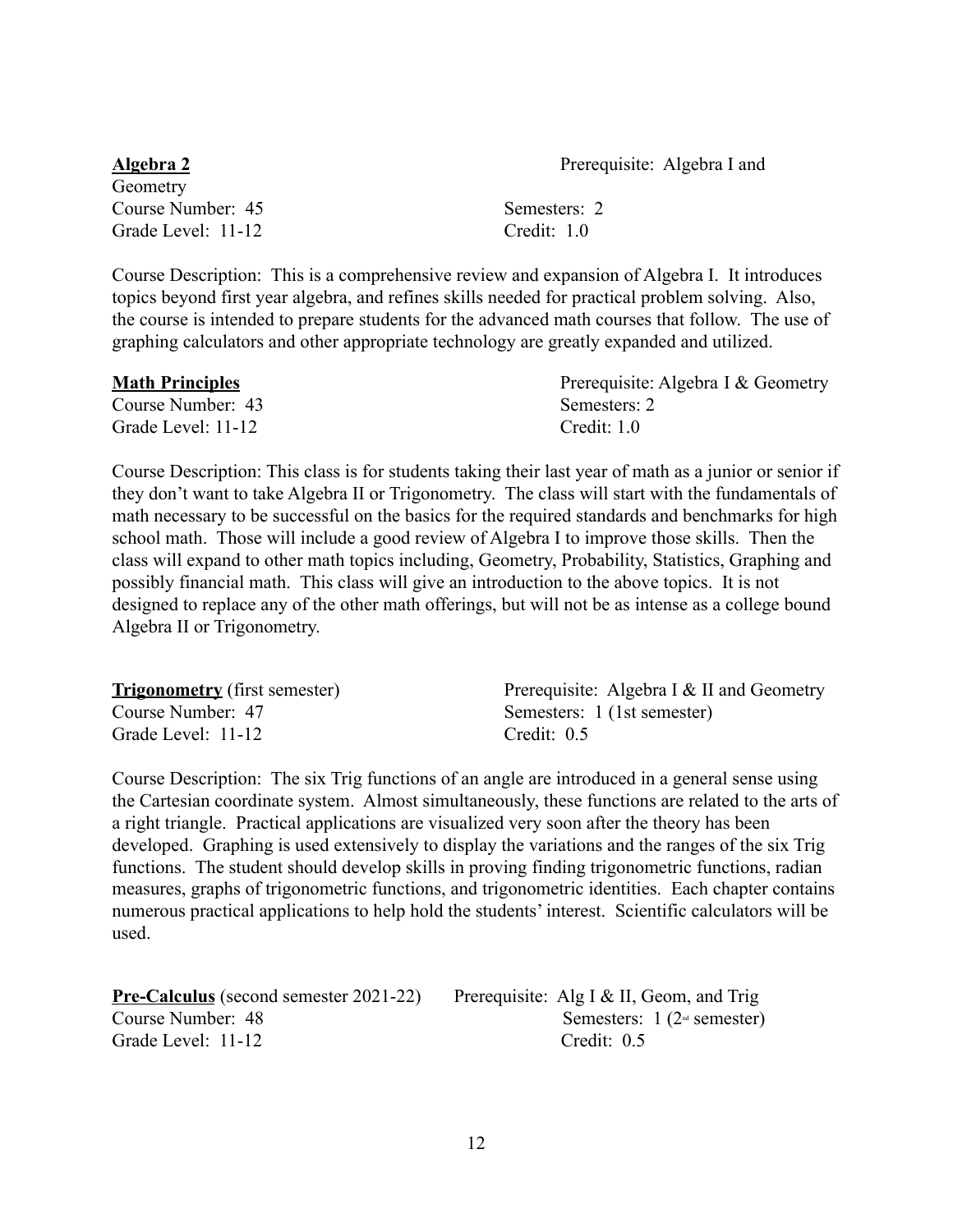**Algebra 2**
Prerequisite: Algebra I and Geometry
Course Number: 45
Semesters: 2
Grade Level: 11-12
Credit: 1.0

Course Description: This is a comprehensive review and expansion of Algebra I. It introduces topics beyond first year algebra, and refines skills needed for practical problem solving. Also, the course is intended to prepare students for the advanced math courses that follow. The use of graphing calculators and other appropriate technology are greatly expanded and utilized.

**Math Principles**
Prerequisite: Algebra I & Geometry
Course Number: 43
Semesters: 2
Grade Level: 11-12
Credit: 1.0

Course Description: This class is for students taking their last year of math as a junior or senior if they don't want to take Algebra II or Trigonometry. The class will start with the fundamentals of math necessary to be successful on the basics for the required standards and benchmarks for high school math. Those will include a good review of Algebra I to improve those skills. Then the class will expand to other math topics including, Geometry, Probability, Statistics, Graphing and possibly financial math. This class will give an introduction to the above topics. It is not designed to replace any of the other math offerings, but will not be as intense as a college bound Algebra II or Trigonometry.

**Trigonometry** (first semester)
Prerequisite: Algebra I & II and Geometry
Course Number: 47
Semesters: 1 (1st semester)
Grade Level: 11-12
Credit: 0.5

Course Description: The six Trig functions of an angle are introduced in a general sense using the Cartesian coordinate system. Almost simultaneously, these functions are related to the arts of a right triangle. Practical applications are visualized very soon after the theory has been developed. Graphing is used extensively to display the variations and the ranges of the six Trig functions. The student should develop skills in proving finding trigonometric functions, radian measures, graphs of trigonometric functions, and trigonometric identities. Each chapter contains numerous practical applications to help hold the students' interest. Scientific calculators will be used.

**Pre-Calculus** (second semester 2021-22)
Prerequisite: Alg I & II, Geom, and Trig
Course Number: 48
Semesters: 1 (2nd semester)
Grade Level: 11-12
Credit: 0.5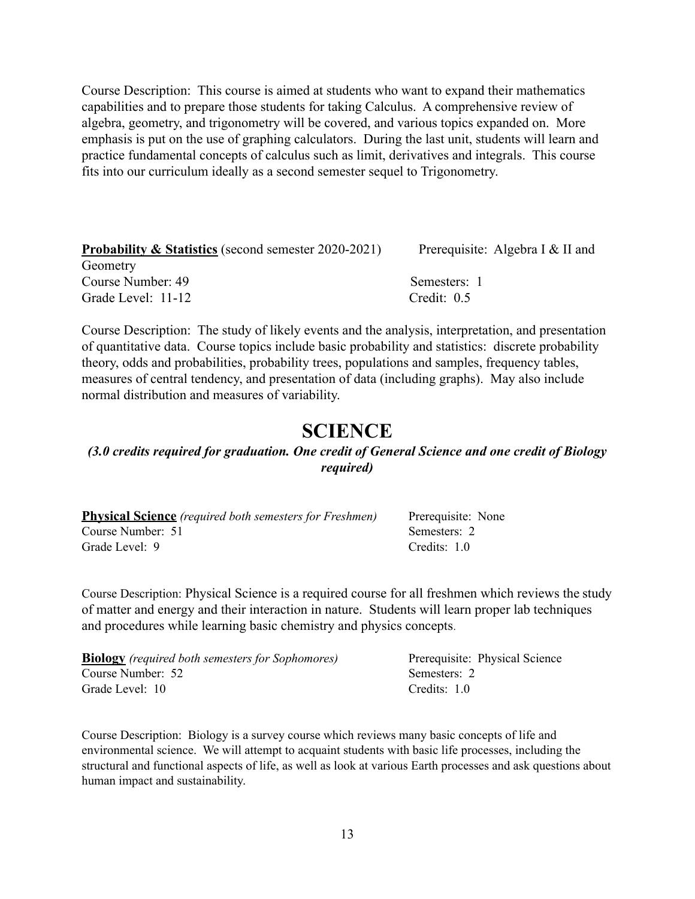Course Description: This course is aimed at students who want to expand their mathematics capabilities and to prepare those students for taking Calculus. A comprehensive review of algebra, geometry, and trigonometry will be covered, and various topics expanded on. More emphasis is put on the use of graphing calculators. During the last unit, students will learn and practice fundamental concepts of calculus such as limit, derivatives and integrals. This course fits into our curriculum ideally as a second semester sequel to Trigonometry.

**Probability & Statistics** (second semester 2020-2021) Prerequisite: Algebra I & II and Geometry
Course Number: 49 Semesters: 1
Grade Level: 11-12 Credit: 0.5

Course Description: The study of likely events and the analysis, interpretation, and presentation of quantitative data. Course topics include basic probability and statistics: discrete probability theory, odds and probabilities, probability trees, populations and samples, frequency tables, measures of central tendency, and presentation of data (including graphs). May also include normal distribution and measures of variability.

# SCIENCE

***(3.0 credits required for graduation. One credit of General Science and one credit of Biology required)***

**Physical Science** *(required both semesters for Freshmen)* Prerequisite: None
Course Number: 51 Semesters: 2
Grade Level: 9 Credits: 1.0

Course Description: Physical Science is a required course for all freshmen which reviews the study of matter and energy and their interaction in nature. Students will learn proper lab techniques and procedures while learning basic chemistry and physics concepts.

**Biology** *(required both semesters for Sophomores)* Prerequisite: Physical Science
Course Number: 52 Semesters: 2
Grade Level: 10 Credits: 1.0

Course Description: Biology is a survey course which reviews many basic concepts of life and environmental science. We will attempt to acquaint students with basic life processes, including the structural and functional aspects of life, as well as look at various Earth processes and ask questions about human impact and sustainability.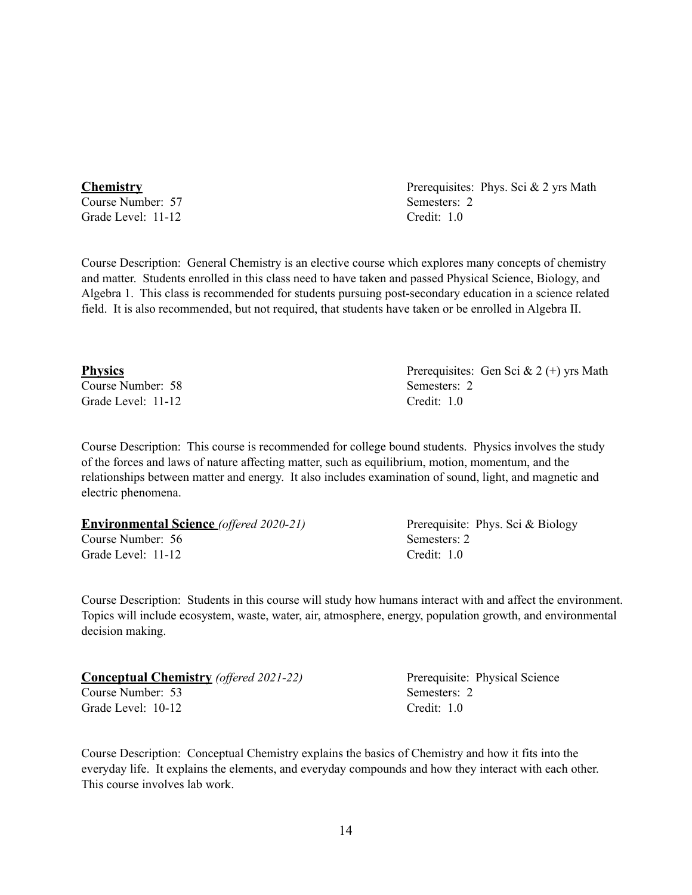**Chemistry**

Course Number: 57
Grade Level: 11-12

Prerequisites: Phys. Sci & 2 yrs Math
Semesters: 2
Credit: 1.0

Course Description: General Chemistry is an elective course which explores many concepts of chemistry and matter. Students enrolled in this class need to have taken and passed Physical Science, Biology, and Algebra 1. This class is recommended for students pursuing post-secondary education in a science related field. It is also recommended, but not required, that students have taken or be enrolled in Algebra II.

**Physics**

Course Number: 58
Grade Level: 11-12

Prerequisites: Gen Sci & 2 (+) yrs Math
Semesters: 2
Credit: 1.0

Course Description: This course is recommended for college bound students. Physics involves the study of the forces and laws of nature affecting matter, such as equilibrium, motion, momentum, and the relationships between matter and energy. It also includes examination of sound, light, and magnetic and electric phenomena.

**Environmental Science** *(offered 2020-21)*

Course Number: 56
Grade Level: 11-12

Prerequisite: Phys. Sci & Biology
Semesters: 2
Credit: 1.0

Course Description: Students in this course will study how humans interact with and affect the environment. Topics will include ecosystem, waste, water, air, atmosphere, energy, population growth, and environmental decision making.

**Conceptual Chemistry** *(offered 2021-22)*

Course Number: 53
Grade Level: 10-12

Prerequisite: Physical Science
Semesters: 2
Credit: 1.0

Course Description: Conceptual Chemistry explains the basics of Chemistry and how it fits into the everyday life. It explains the elements, and everyday compounds and how they interact with each other. This course involves lab work.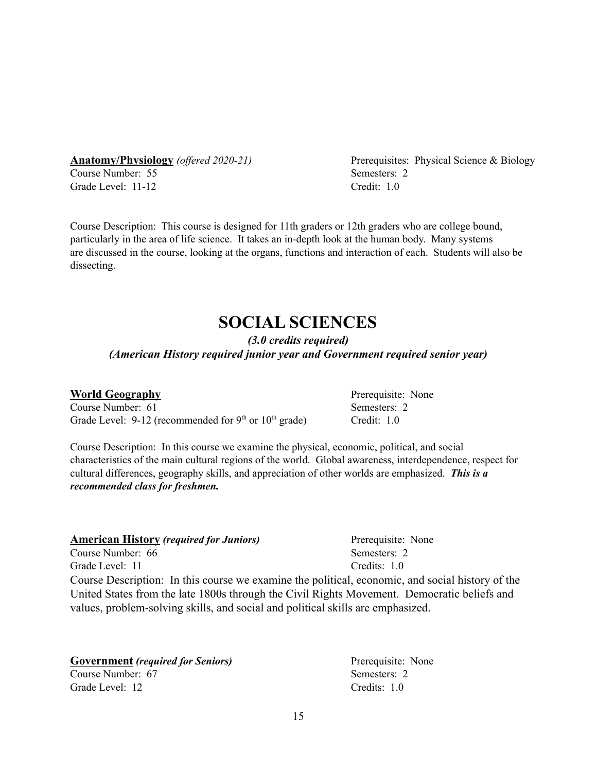**Anatomy/Physiology** *(offered 2020-21)*
Prerequisites: Physical Science & Biology
Course Number: 55
Semesters: 2
Grade Level: 11-12
Credit: 1.0

Course Description: This course is designed for 11th graders or 12th graders who are college bound, particularly in the area of life science. It takes an in-depth look at the human body. Many systems are discussed in the course, looking at the organs, functions and interaction of each. Students will also be dissecting.

# SOCIAL SCIENCES

***(3.0 credits required)***
***(American History required junior year and Government required senior year)***

**World Geography**
Prerequisite: None
Course Number: 61
Semesters: 2
Grade Level: 9-12 (recommended for 9th or 10th grade)
Credit: 1.0

Course Description: In this course we examine the physical, economic, political, and social characteristics of the main cultural regions of the world. Global awareness, interdependence, respect for cultural differences, geography skills, and appreciation of other worlds are emphasized. ***This is a recommended class for freshmen.***

**American History** ***(required for Juniors)***
Prerequisite: None
Course Number: 66
Semesters: 2
Grade Level: 11
Credits: 1.0

Course Description: In this course we examine the political, economic, and social history of the United States from the late 1800s through the Civil Rights Movement. Democratic beliefs and values, problem-solving skills, and social and political skills are emphasized.

**Government** ***(required for Seniors)***
Prerequisite: None
Course Number: 67
Semesters: 2
Grade Level: 12
Credits: 1.0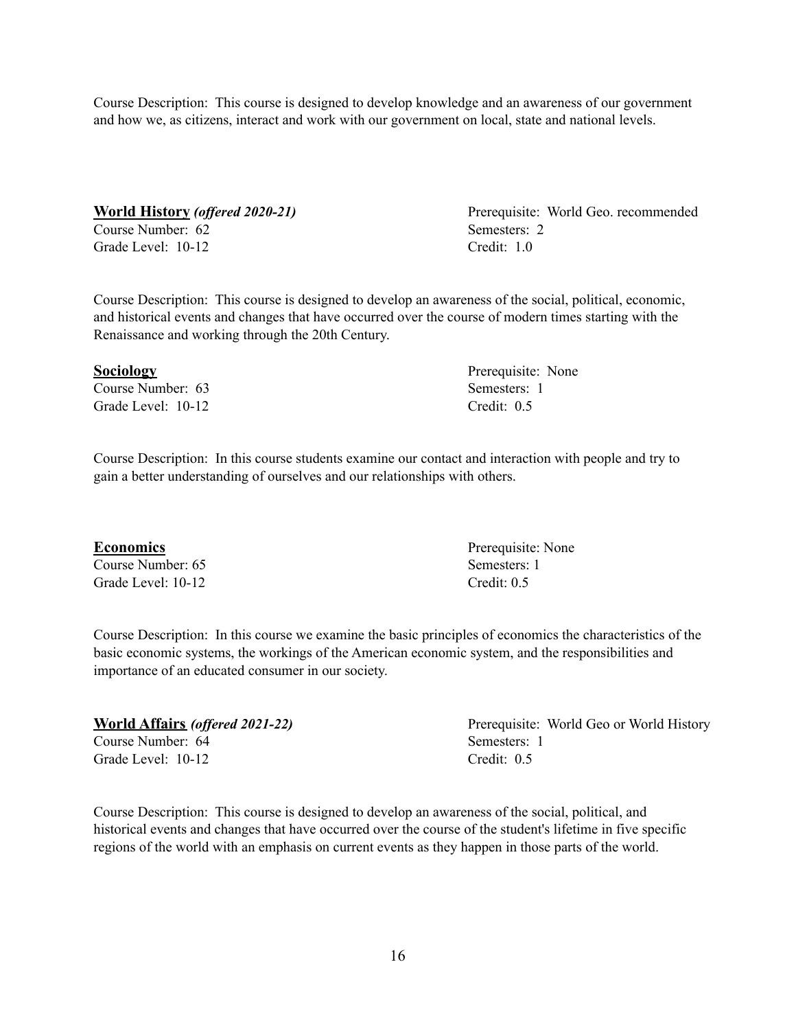Course Description: This course is designed to develop knowledge and an awareness of our government and how we, as citizens, interact and work with our government on local, state and national levels.

**World History** ***(offered 2020-21)***

Course Number: 62
Grade Level: 10-12
Prerequisite: World Geo. recommended
Semesters: 2
Credit: 1.0

Course Description: This course is designed to develop an awareness of the social, political, economic, and historical events and changes that have occurred over the course of modern times starting with the Renaissance and working through the 20th Century.

**Sociology**

Course Number: 63
Grade Level: 10-12
Prerequisite: None
Semesters: 1
Credit: 0.5

Course Description: In this course students examine our contact and interaction with people and try to gain a better understanding of ourselves and our relationships with others.

**Economics**

Course Number: 65
Grade Level: 10-12
Prerequisite: None
Semesters: 1
Credit: 0.5

Course Description: In this course we examine the basic principles of economics the characteristics of the basic economic systems, the workings of the American economic system, and the responsibilities and importance of an educated consumer in our society.

**World Affairs** ***(offered 2021-22)***

Course Number: 64
Grade Level: 10-12
Prerequisite: World Geo or World History
Semesters: 1
Credit: 0.5

Course Description: This course is designed to develop an awareness of the social, political, and historical events and changes that have occurred over the course of the student's lifetime in five specific regions of the world with an emphasis on current events as they happen in those parts of the world.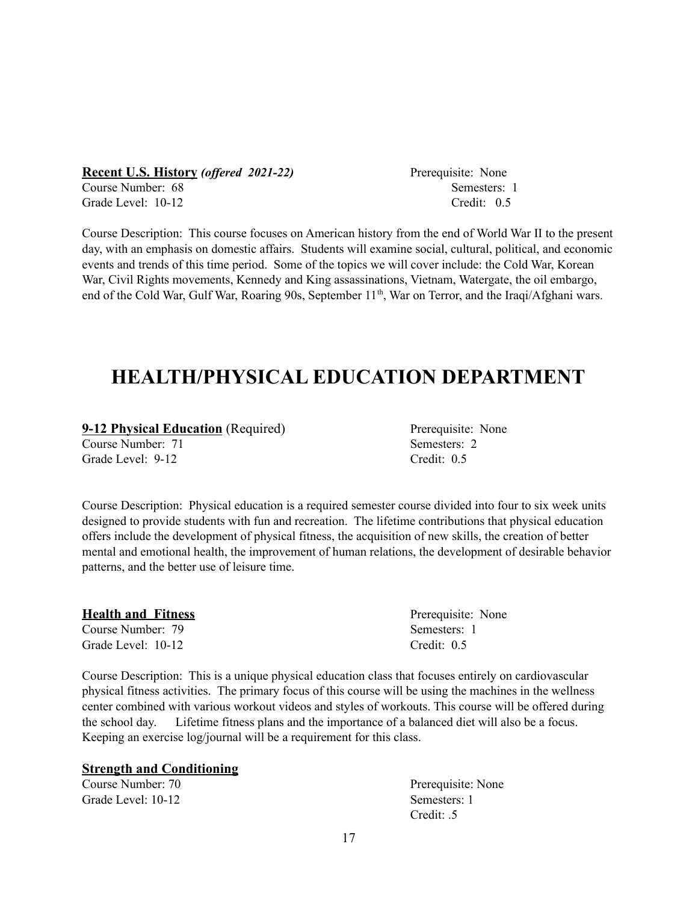**Recent U.S. History** ***(offered 2021-22)***

Course Number: 68
Grade Level: 10-12
Prerequisite: None
Semesters: 1
Credit: 0.5

Course Description: This course focuses on American history from the end of World War II to the present day, with an emphasis on domestic affairs. Students will examine social, cultural, political, and economic events and trends of this time period. Some of the topics we will cover include: the Cold War, Korean War, Civil Rights movements, Kennedy and King assassinations, Vietnam, Watergate, the oil embargo, end of the Cold War, Gulf War, Roaring 90s, September 11th, War on Terror, and the Iraqi/Afghani wars.

# HEALTH/PHYSICAL EDUCATION DEPARTMENT

**9-12 Physical Education** (Required)

Course Number: 71
Grade Level: 9-12
Prerequisite: None
Semesters: 2
Credit: 0.5

Course Description: Physical education is a required semester course divided into four to six week units designed to provide students with fun and recreation. The lifetime contributions that physical education offers include the development of physical fitness, the acquisition of new skills, the creation of better mental and emotional health, the improvement of human relations, the development of desirable behavior patterns, and the better use of leisure time.

**Health and Fitness**

Course Number: 79
Grade Level: 10-12
Prerequisite: None
Semesters: 1
Credit: 0.5

Course Description: This is a unique physical education class that focuses entirely on cardiovascular physical fitness activities. The primary focus of this course will be using the machines in the wellness center combined with various workout videos and styles of workouts. This course will be offered during the school day. Lifetime fitness plans and the importance of a balanced diet will also be a focus. Keeping an exercise log/journal will be a requirement for this class.

**Strength and Conditioning**

Course Number: 70
Grade Level: 10-12
Prerequisite: None
Semesters: 1
Credit: .5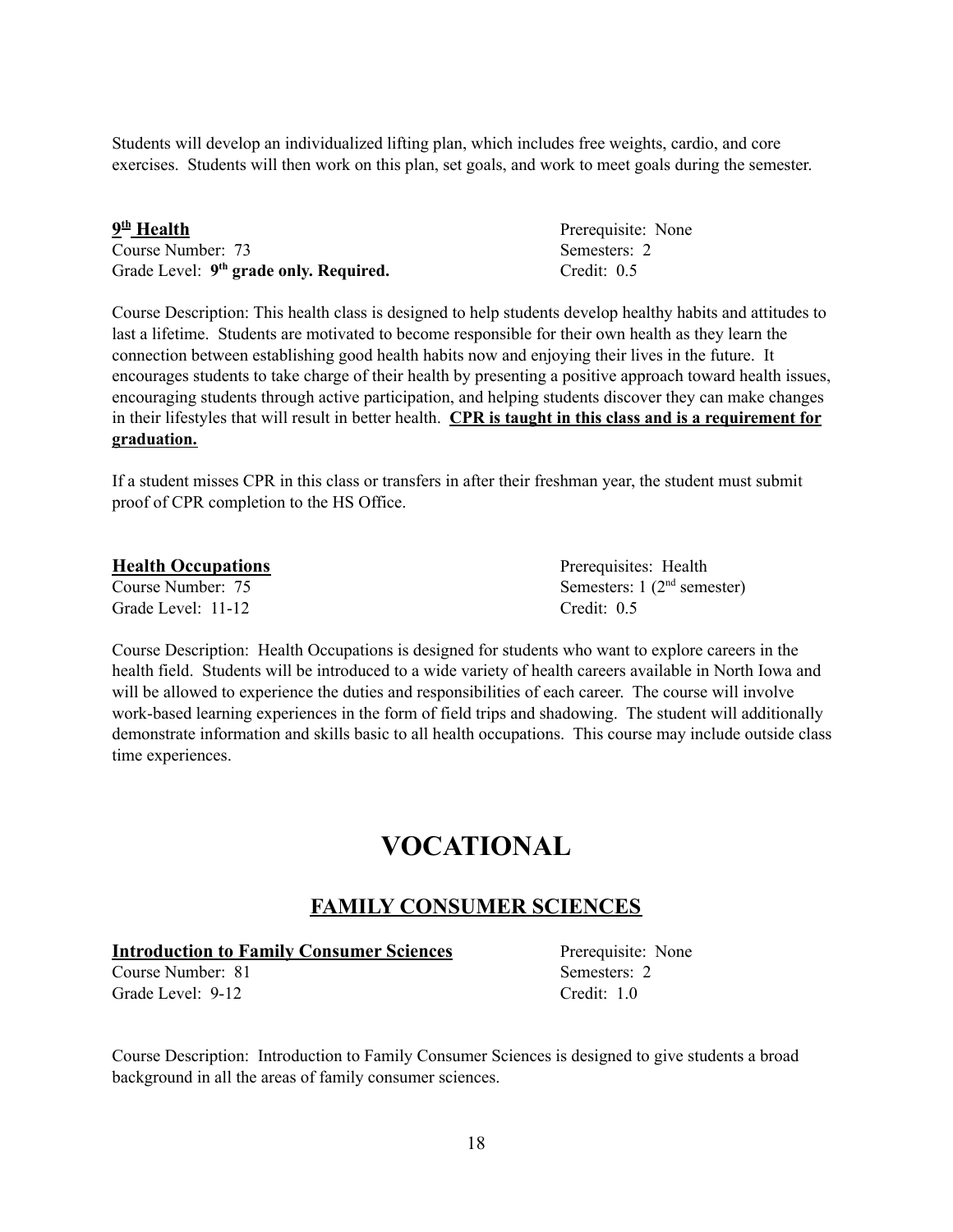Students will develop an individualized lifting plan, which includes free weights, cardio, and core exercises. Students will then work on this plan, set goals, and work to meet goals during the semester.

**9th Health**
Course Number: 73
Grade Level: **9th grade only. Required.**
Prerequisite: None
Semesters: 2
Credit: 0.5

Course Description: This health class is designed to help students develop healthy habits and attitudes to last a lifetime. Students are motivated to become responsible for their own health as they learn the connection between establishing good health habits now and enjoying their lives in the future. It encourages students to take charge of their health by presenting a positive approach toward health issues, encouraging students through active participation, and helping students discover they can make changes in their lifestyles that will result in better health. **CPR is taught in this class and is a requirement for graduation.**

If a student misses CPR in this class or transfers in after their freshman year, the student must submit proof of CPR completion to the HS Office.

**Health Occupations**
Course Number: 75
Grade Level: 11-12
Prerequisites: Health
Semesters: 1 (2nd semester)
Credit: 0.5

Course Description: Health Occupations is designed for students who want to explore careers in the health field. Students will be introduced to a wide variety of health careers available in North Iowa and will be allowed to experience the duties and responsibilities of each career. The course will involve work-based learning experiences in the form of field trips and shadowing. The student will additionally demonstrate information and skills basic to all health occupations. This course may include outside class time experiences.

# VOCATIONAL

## FAMILY CONSUMER SCIENCES

**Introduction to Family Consumer Sciences**
Course Number: 81
Grade Level: 9-12
Prerequisite: None
Semesters: 2
Credit: 1.0

Course Description: Introduction to Family Consumer Sciences is designed to give students a broad background in all the areas of family consumer sciences.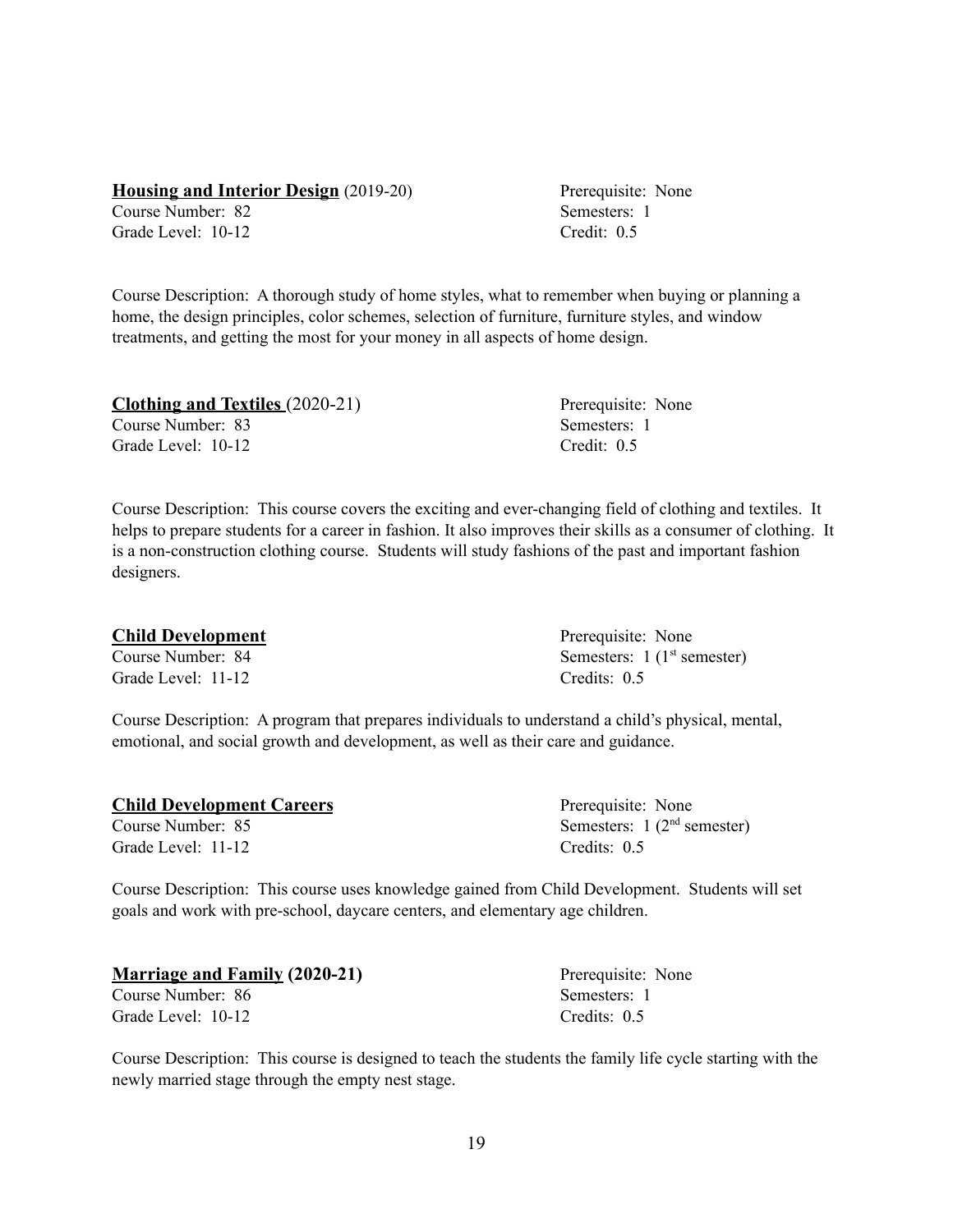**Housing and Interior Design** (2019-20)
Course Number: 82
Grade Level: 10-12

Prerequisite: None
Semesters: 1
Credit: 0.5

Course Description: A thorough study of home styles, what to remember when buying or planning a home, the design principles, color schemes, selection of furniture, furniture styles, and window treatments, and getting the most for your money in all aspects of home design.

**Clothing and Textiles** (2020-21)
Course Number: 83
Grade Level: 10-12

Prerequisite: None
Semesters: 1
Credit: 0.5

Course Description: This course covers the exciting and ever-changing field of clothing and textiles. It helps to prepare students for a career in fashion. It also improves their skills as a consumer of clothing. It is a non-construction clothing course. Students will study fashions of the past and important fashion designers.

**Child Development**
Course Number: 84
Grade Level: 11-12

Prerequisite: None
Semesters: 1 (1st semester)
Credits: 0.5

Course Description: A program that prepares individuals to understand a child's physical, mental, emotional, and social growth and development, as well as their care and guidance.

**Child Development Careers**
Course Number: 85
Grade Level: 11-12

Prerequisite: None
Semesters: 1 (2nd semester)
Credits: 0.5

Course Description: This course uses knowledge gained from Child Development. Students will set goals and work with pre-school, daycare centers, and elementary age children.

**Marriage and Family (2020-21)**
Course Number: 86
Grade Level: 10-12

Prerequisite: None
Semesters: 1
Credits: 0.5

Course Description: This course is designed to teach the students the family life cycle starting with the newly married stage through the empty nest stage.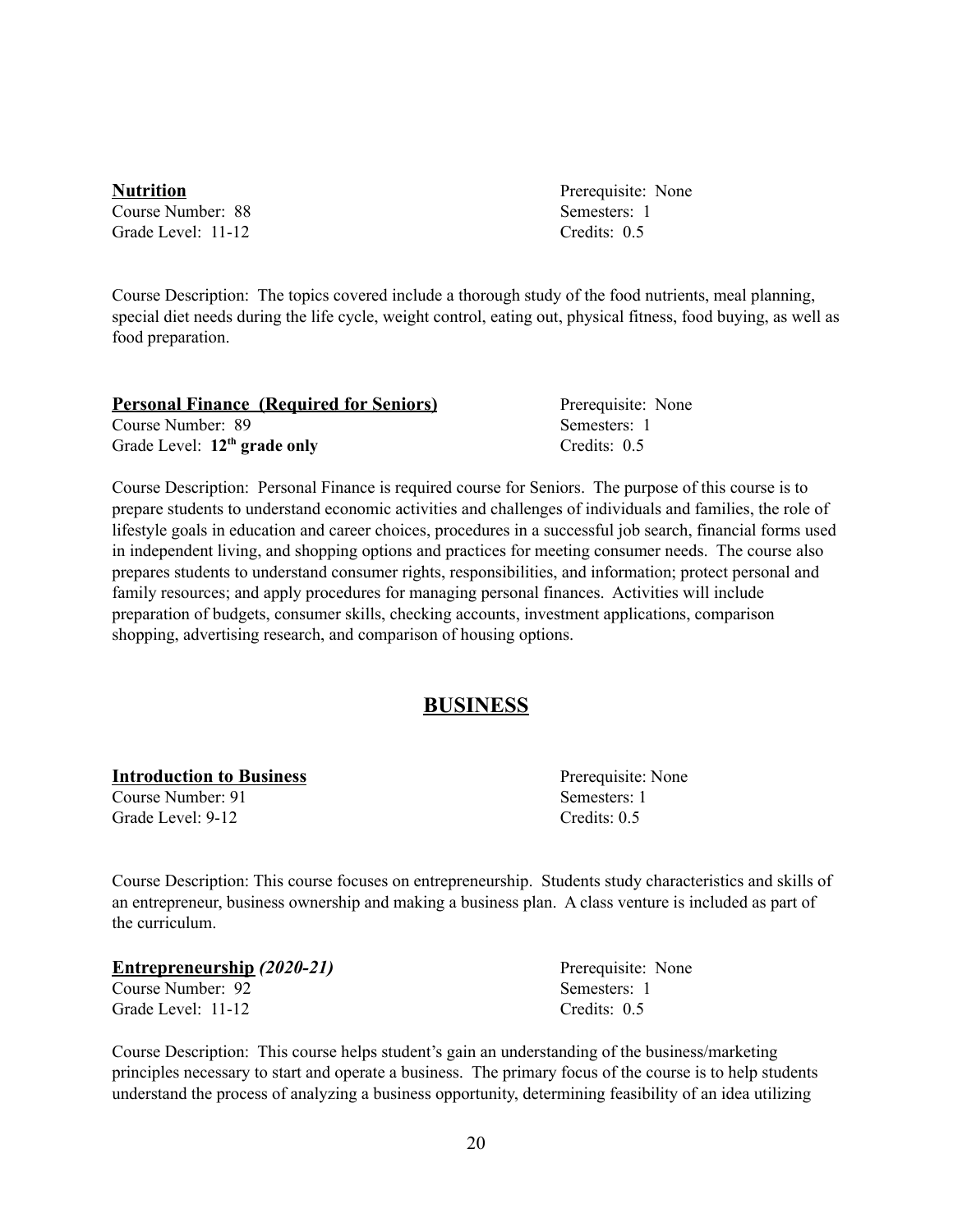**<u>Nutrition</u>**
Course Number: 88
Grade Level: 11-12

Prerequisite: None
Semesters: 1
Credits: 0.5

Course Description: The topics covered include a thorough study of the food nutrients, meal planning, special diet needs during the life cycle, weight control, eating out, physical fitness, food buying, as well as food preparation.

**<u>Personal Finance (Required for Seniors)</u>**
Course Number: 89
Grade Level: **12th grade only**

Prerequisite: None
Semesters: 1
Credits: 0.5

Course Description: Personal Finance is required course for Seniors. The purpose of this course is to prepare students to understand economic activities and challenges of individuals and families, the role of lifestyle goals in education and career choices, procedures in a successful job search, financial forms used in independent living, and shopping options and practices for meeting consumer needs. The course also prepares students to understand consumer rights, responsibilities, and information; protect personal and family resources; and apply procedures for managing personal finances. Activities will include preparation of budgets, consumer skills, checking accounts, investment applications, comparison shopping, advertising research, and comparison of housing options.

## <u>BUSINESS</u>

**<u>Introduction to Business</u>**
Course Number: 91
Grade Level: 9-12

Prerequisite: None
Semesters: 1
Credits: 0.5

Course Description: This course focuses on entrepreneurship. Students study characteristics and skills of an entrepreneur, business ownership and making a business plan. A class venture is included as part of the curriculum.

**<u>Entrepreneurship</u> *(2020-21)***
Course Number: 92
Grade Level: 11-12

Prerequisite: None
Semesters: 1
Credits: 0.5

Course Description: This course helps student's gain an understanding of the business/marketing principles necessary to start and operate a business. The primary focus of the course is to help students understand the process of analyzing a business opportunity, determining feasibility of an idea utilizing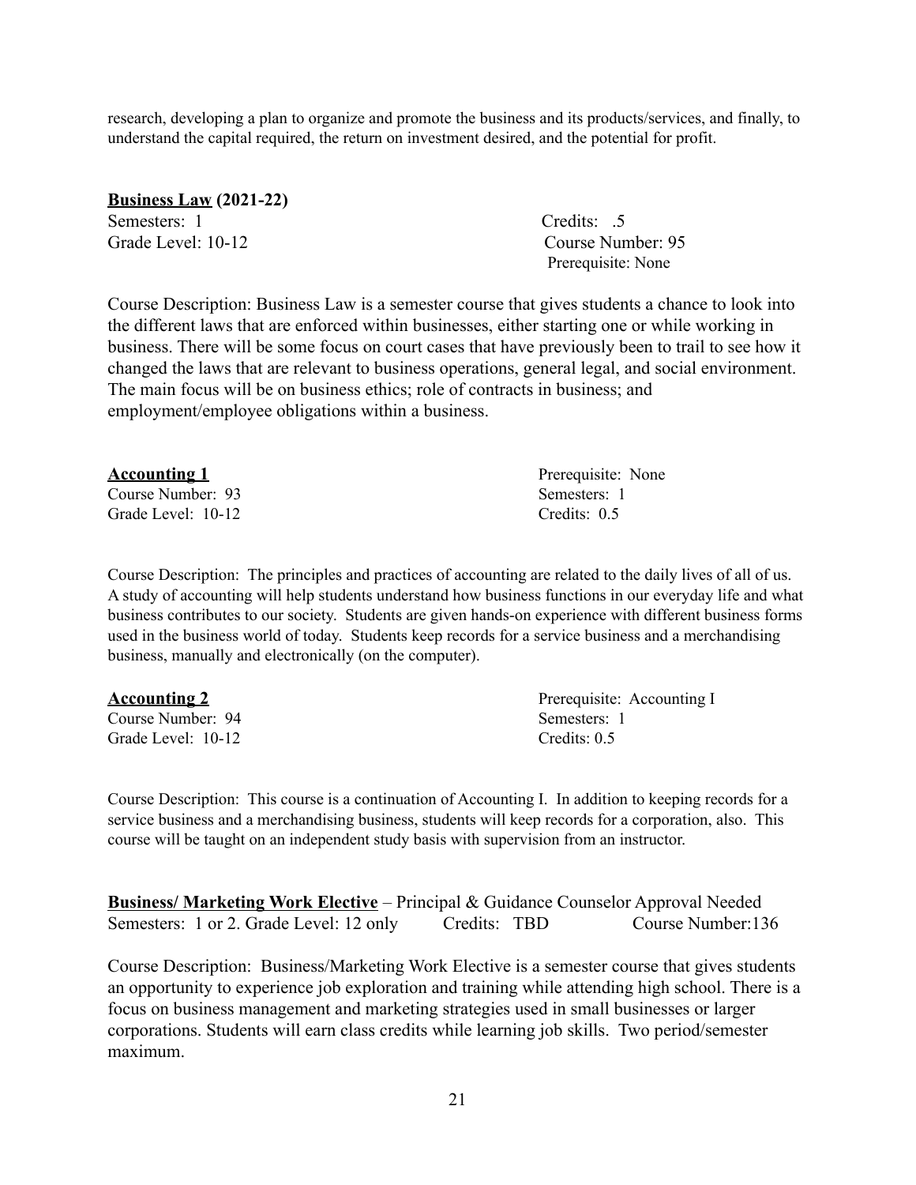research, developing a plan to organize and promote the business and its products/services, and finally, to understand the capital required, the return on investment desired, and the potential for profit.

**<u>Business Law</u> (2021-22)**

Semesters: 1
Credits: .5
Grade Level: 10-12
Course Number: 95
Prerequisite: None

Course Description: Business Law is a semester course that gives students a chance to look into the different laws that are enforced within businesses, either starting one or while working in business. There will be some focus on court cases that have previously been to trail to see how it changed the laws that are relevant to business operations, general legal, and social environment. The main focus will be on business ethics; role of contracts in business; and employment/employee obligations within a business.

**<u>Accounting 1</u>**

Prerequisite: None
Course Number: 93
Semesters: 1
Grade Level: 10-12
Credits: 0.5

Course Description: The principles and practices of accounting are related to the daily lives of all of us. A study of accounting will help students understand how business functions in our everyday life and what business contributes to our society. Students are given hands-on experience with different business forms used in the business world of today. Students keep records for a service business and a merchandising business, manually and electronically (on the computer).

**<u>Accounting 2</u>**

Prerequisite: Accounting I
Course Number: 94
Semesters: 1
Grade Level: 10-12
Credits: 0.5

Course Description: This course is a continuation of Accounting I. In addition to keeping records for a service business and a merchandising business, students will keep records for a corporation, also. This course will be taught on an independent study basis with supervision from an instructor.

**<u>Business/ Marketing Work Elective</u>** – Principal & Guidance Counselor Approval Needed

Semesters: 1 or 2. Grade Level: 12 only Credits: TBD Course Number:136

Course Description: Business/Marketing Work Elective is a semester course that gives students an opportunity to experience job exploration and training while attending high school. There is a focus on business management and marketing strategies used in small businesses or larger corporations. Students will earn class credits while learning job skills. Two period/semester maximum.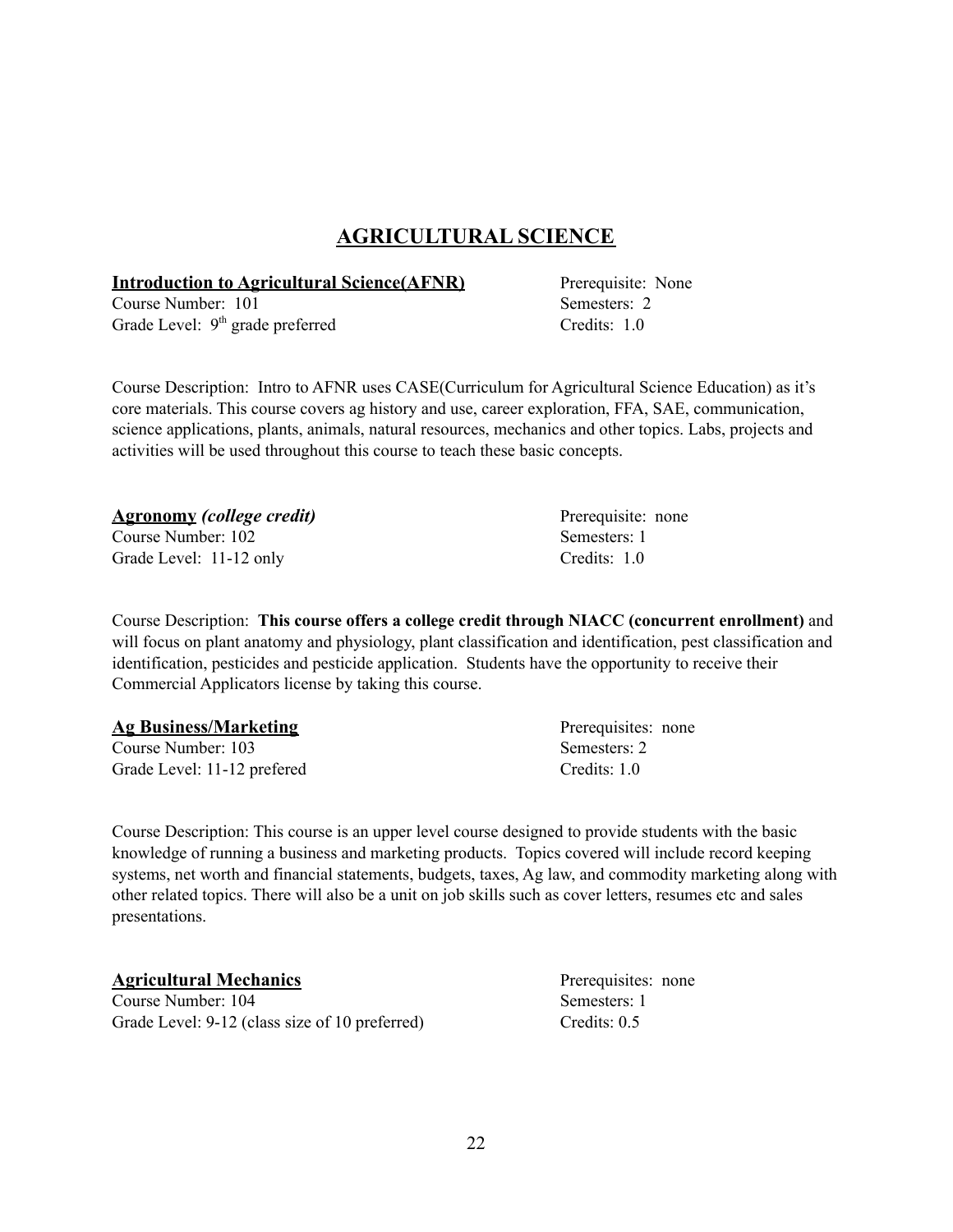# AGRICULTURAL SCIENCE

**Introduction to Agricultural Science(AFNR)**
Course Number: 101
Grade Level: 9th grade preferred

Prerequisite: None
Semesters: 2
Credits: 1.0

Course Description: Intro to AFNR uses CASE(Curriculum for Agricultural Science Education) as it's core materials. This course covers ag history and use, career exploration, FFA, SAE, communication, science applications, plants, animals, natural resources, mechanics and other topics. Labs, projects and activities will be used throughout this course to teach these basic concepts.

**Agronomy** ***(college credit)***
Course Number: 102
Grade Level: 11-12 only

Prerequisite: none
Semesters: 1
Credits: 1.0

Course Description: **This course offers a college credit through NIACC (concurrent enrollment)** and will focus on plant anatomy and physiology, plant classification and identification, pest classification and identification, pesticides and pesticide application. Students have the opportunity to receive their Commercial Applicators license by taking this course.

**Ag Business/Marketing**
Course Number: 103
Grade Level: 11-12 prefered

Prerequisites: none
Semesters: 2
Credits: 1.0

Course Description: This course is an upper level course designed to provide students with the basic knowledge of running a business and marketing products. Topics covered will include record keeping systems, net worth and financial statements, budgets, taxes, Ag law, and commodity marketing along with other related topics. There will also be a unit on job skills such as cover letters, resumes etc and sales presentations.

**Agricultural Mechanics**
Course Number: 104
Grade Level: 9-12 (class size of 10 preferred)

Prerequisites: none
Semesters: 1
Credits: 0.5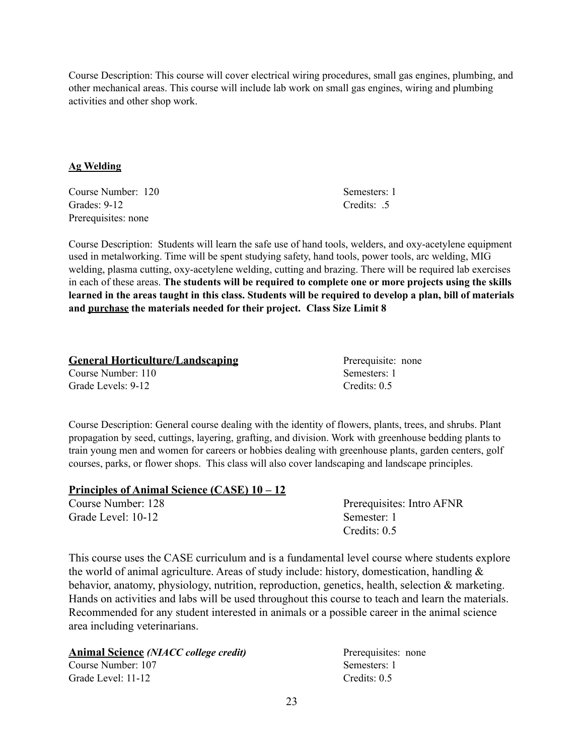Course Description: This course will cover electrical wiring procedures, small gas engines, plumbing, and other mechanical areas. This course will include lab work on small gas engines, wiring and plumbing activities and other shop work.

### Ag Welding

Course Number: 120
Semesters: 1
Grades: 9-12
Credits: .5
Prerequisites: none

Course Description: Students will learn the safe use of hand tools, welders, and oxy-acetylene equipment used in metalworking. Time will be spent studying safety, hand tools, power tools, arc welding, MIG welding, plasma cutting, oxy-acetylene welding, cutting and brazing. There will be required lab exercises in each of these areas. **The students will be required to complete one or more projects using the skills learned in the areas taught in this class. Students will be required to develop a plan, bill of materials and purchase the materials needed for their project. Class Size Limit 8**

### General Horticulture/Landscaping

Prerequisite: none
Course Number: 110
Semesters: 1
Grade Levels: 9-12
Credits: 0.5

Course Description: General course dealing with the identity of flowers, plants, trees, and shrubs. Plant propagation by seed, cuttings, layering, grafting, and division. Work with greenhouse bedding plants to train young men and women for careers or hobbies dealing with greenhouse plants, garden centers, golf courses, parks, or flower shops. This class will also cover landscaping and landscape principles.

### Principles of Animal Science (CASE) 10 – 12

Course Number: 128
Prerequisites: Intro AFNR
Grade Level: 10-12
Semester: 1
Credits: 0.5

This course uses the CASE curriculum and is a fundamental level course where students explore the world of animal agriculture. Areas of study include: history, domestication, handling & behavior, anatomy, physiology, nutrition, reproduction, genetics, health, selection & marketing. Hands on activities and labs will be used throughout this course to teach and learn the materials. Recommended for any student interested in animals or a possible career in the animal science area including veterinarians.

### Animal Science *(NIACC college credit)*

Prerequisites: none
Course Number: 107
Semesters: 1
Grade Level: 11-12
Credits: 0.5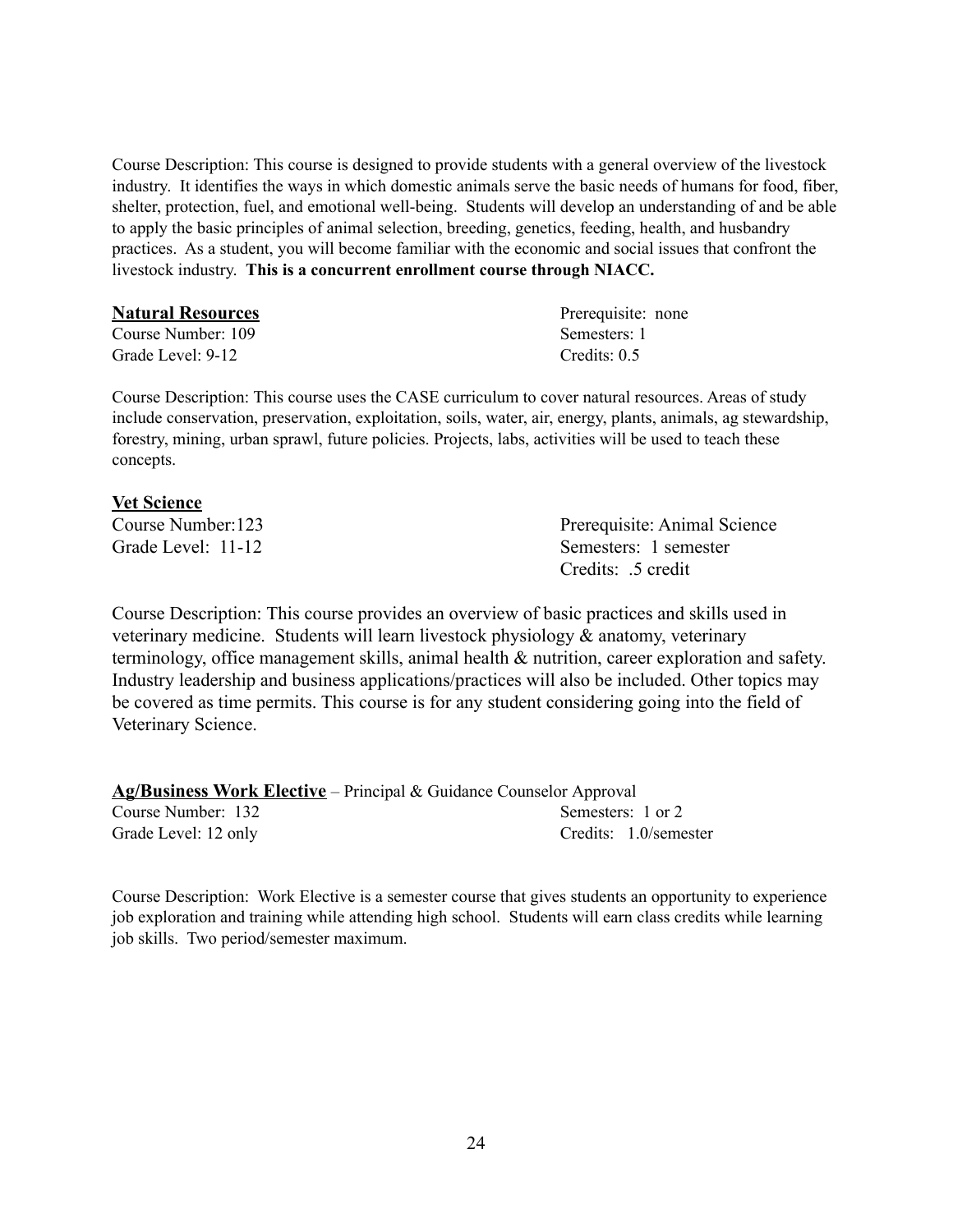Course Description: This course is designed to provide students with a general overview of the livestock industry. It identifies the ways in which domestic animals serve the basic needs of humans for food, fiber, shelter, protection, fuel, and emotional well-being. Students will develop an understanding of and be able to apply the basic principles of animal selection, breeding, genetics, feeding, health, and husbandry practices. As a student, you will become familiar with the economic and social issues that confront the livestock industry. **This is a concurrent enrollment course through NIACC.**

**Natural Resources**

Course Number: 109
Grade Level: 9-12
Prerequisite: none
Semesters: 1
Credits: 0.5

Course Description: This course uses the CASE curriculum to cover natural resources. Areas of study include conservation, preservation, exploitation, soils, water, air, energy, plants, animals, ag stewardship, forestry, mining, urban sprawl, future policies. Projects, labs, activities will be used to teach these concepts.

**Vet Science**

Course Number:123
Grade Level: 11-12
Prerequisite: Animal Science
Semesters: 1 semester
Credits: .5 credit

Course Description: This course provides an overview of basic practices and skills used in veterinary medicine. Students will learn livestock physiology & anatomy, veterinary terminology, office management skills, animal health & nutrition, career exploration and safety. Industry leadership and business applications/practices will also be included. Other topics may be covered as time permits. This course is for any student considering going into the field of Veterinary Science.

**Ag/Business Work Elective** – Principal & Guidance Counselor Approval

Course Number: 132
Grade Level: 12 only
Semesters: 1 or 2
Credits: 1.0/semester

Course Description: Work Elective is a semester course that gives students an opportunity to experience job exploration and training while attending high school. Students will earn class credits while learning job skills. Two period/semester maximum.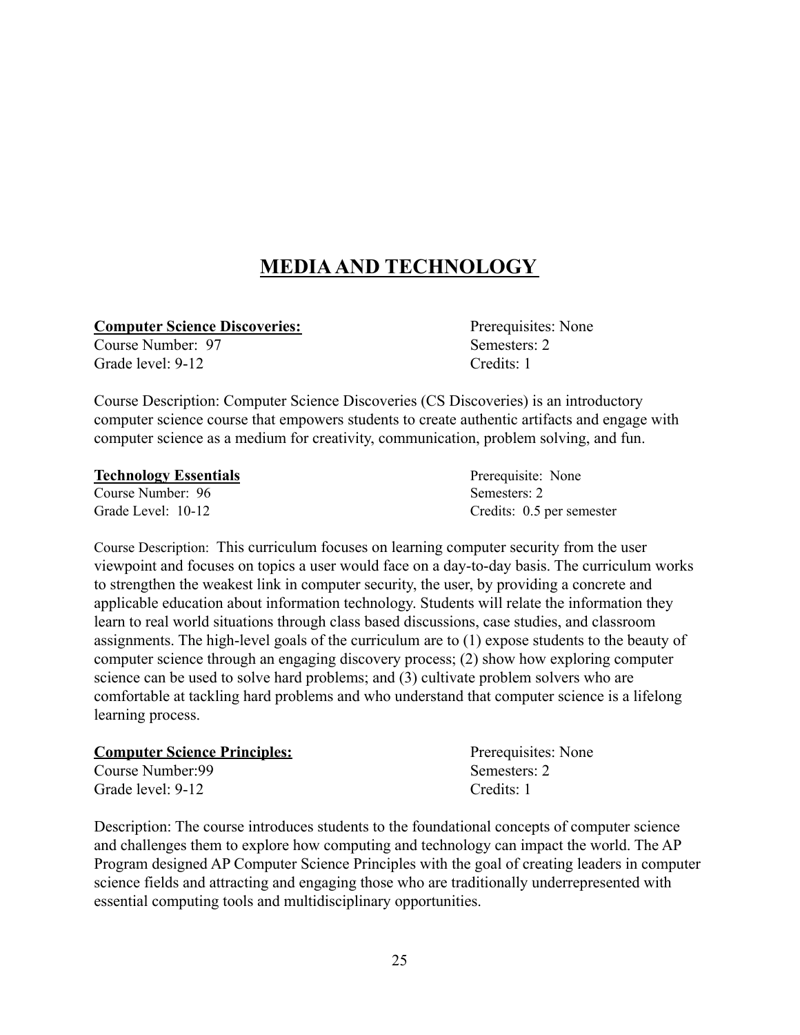# MEDIA AND TECHNOLOGY

**Computer Science Discoveries:**
Course Number: 97
Grade level: 9-12

Prerequisites: None
Semesters: 2
Credits: 1

Course Description: Computer Science Discoveries (CS Discoveries) is an introductory computer science course that empowers students to create authentic artifacts and engage with computer science as a medium for creativity, communication, problem solving, and fun.

**Technology Essentials**
Course Number: 96
Grade Level: 10-12

Prerequisite: None
Semesters: 2
Credits: 0.5 per semester

Course Description: This curriculum focuses on learning computer security from the user viewpoint and focuses on topics a user would face on a day-to-day basis. The curriculum works to strengthen the weakest link in computer security, the user, by providing a concrete and applicable education about information technology. Students will relate the information they learn to real world situations through class based discussions, case studies, and classroom assignments. The high-level goals of the curriculum are to (1) expose students to the beauty of computer science through an engaging discovery process; (2) show how exploring computer science can be used to solve hard problems; and (3) cultivate problem solvers who are comfortable at tackling hard problems and who understand that computer science is a lifelong learning process.

**Computer Science Principles:**
Course Number:99
Grade level: 9-12

Prerequisites: None
Semesters: 2
Credits: 1

Description: The course introduces students to the foundational concepts of computer science and challenges them to explore how computing and technology can impact the world. The AP Program designed AP Computer Science Principles with the goal of creating leaders in computer science fields and attracting and engaging those who are traditionally underrepresented with essential computing tools and multidisciplinary opportunities.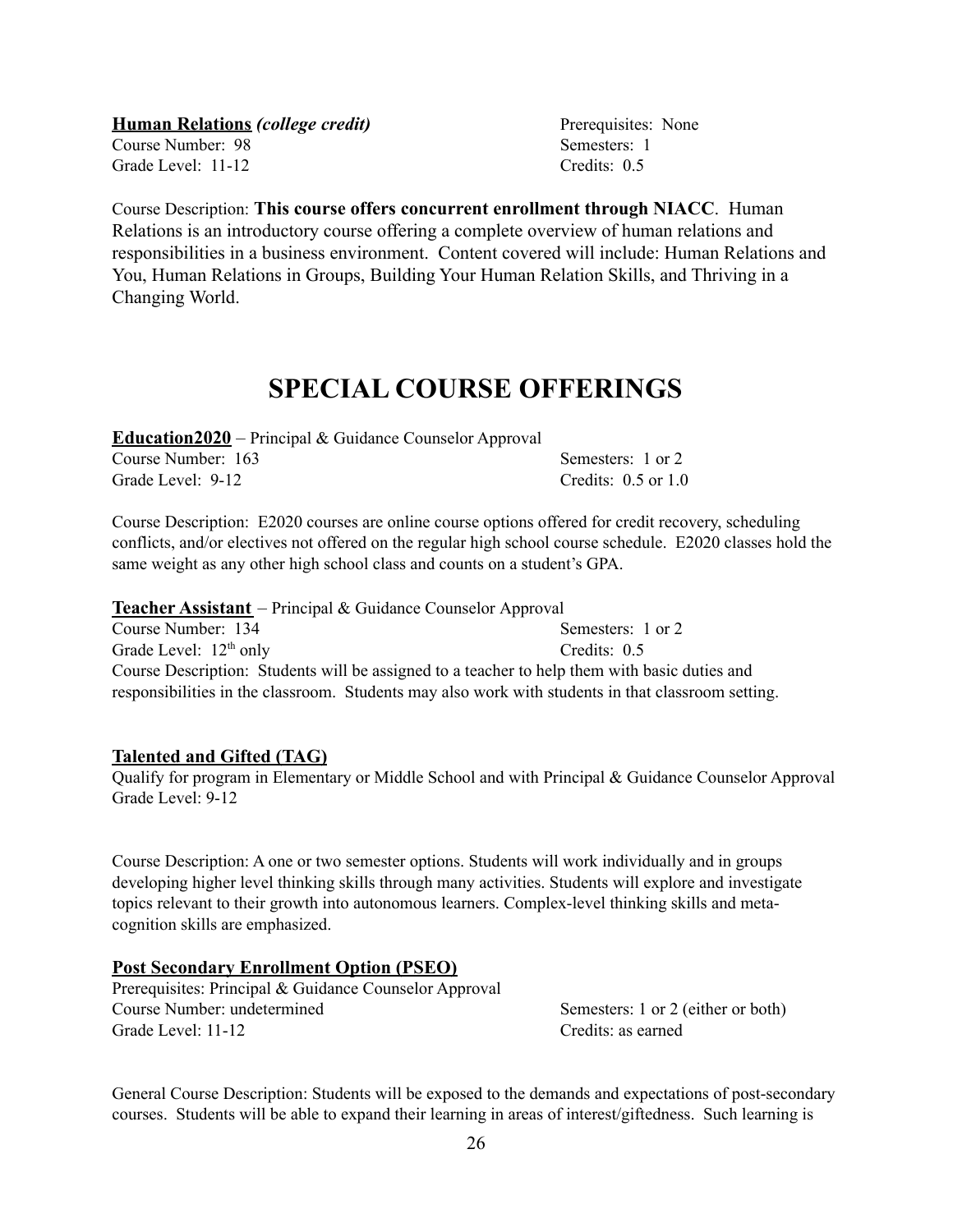**Human Relations** ***(college credit)***
Course Number: 98
Grade Level: 11-12

Prerequisites: None
Semesters: 1
Credits: 0.5

Course Description: **This course offers concurrent enrollment through NIACC**. Human Relations is an introductory course offering a complete overview of human relations and responsibilities in a business environment. Content covered will include: Human Relations and You, Human Relations in Groups, Building Your Human Relation Skills, and Thriving in a Changing World.

# SPECIAL COURSE OFFERINGS

**Education2020** – Principal & Guidance Counselor Approval
Course Number: 163
Grade Level: 9-12

Semesters: 1 or 2
Credits: 0.5 or 1.0

Course Description: E2020 courses are online course options offered for credit recovery, scheduling conflicts, and/or electives not offered on the regular high school course schedule. E2020 classes hold the same weight as any other high school class and counts on a student's GPA.

**Teacher Assistant** – Principal & Guidance Counselor Approval
Course Number: 134
Grade Level: 12th only

Semesters: 1 or 2
Credits: 0.5

Course Description: Students will be assigned to a teacher to help them with basic duties and responsibilities in the classroom. Students may also work with students in that classroom setting.

**Talented and Gifted (TAG)**
Qualify for program in Elementary or Middle School and with Principal & Guidance Counselor Approval
Grade Level: 9-12

Course Description: A one or two semester options. Students will work individually and in groups developing higher level thinking skills through many activities. Students will explore and investigate topics relevant to their growth into autonomous learners. Complex-level thinking skills and meta-cognition skills are emphasized.

**Post Secondary Enrollment Option (PSEO)**
Prerequisites: Principal & Guidance Counselor Approval
Course Number: undetermined
Grade Level: 11-12

Semesters: 1 or 2 (either or both)
Credits: as earned

General Course Description: Students will be exposed to the demands and expectations of post-secondary courses. Students will be able to expand their learning in areas of interest/giftedness. Such learning is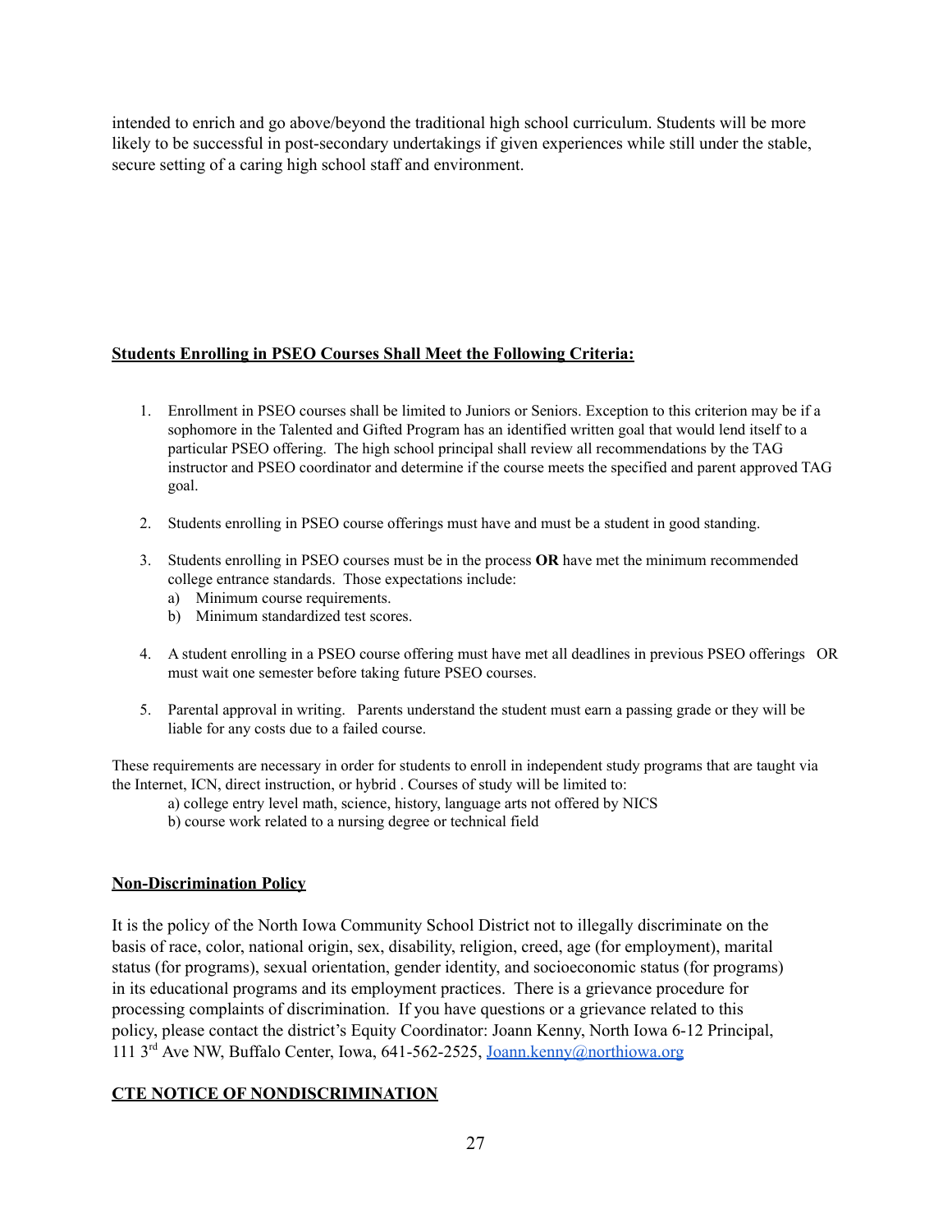intended to enrich and go above/beyond the traditional high school curriculum. Students will be more likely to be successful in post-secondary undertakings if given experiences while still under the stable, secure setting of a caring high school staff and environment.

**Students Enrolling in PSEO Courses Shall Meet the Following Criteria:**

1. Enrollment in PSEO courses shall be limited to Juniors or Seniors. Exception to this criterion may be if a sophomore in the Talented and Gifted Program has an identified written goal that would lend itself to a particular PSEO offering. The high school principal shall review all recommendations by the TAG instructor and PSEO coordinator and determine if the course meets the specified and parent approved TAG goal.

2. Students enrolling in PSEO course offerings must have and must be a student in good standing.

3. Students enrolling in PSEO courses must be in the process **OR** have met the minimum recommended college entrance standards. Those expectations include:
   a) Minimum course requirements.
   b) Minimum standardized test scores.

4. A student enrolling in a PSEO course offering must have met all deadlines in previous PSEO offerings OR must wait one semester before taking future PSEO courses.

5. Parental approval in writing. Parents understand the student must earn a passing grade or they will be liable for any costs due to a failed course.

These requirements are necessary in order for students to enroll in independent study programs that are taught via the Internet, ICN, direct instruction, or hybrid . Courses of study will be limited to:

a) college entry level math, science, history, language arts not offered by NICS
b) course work related to a nursing degree or technical field

**Non-Discrimination Policy**

It is the policy of the North Iowa Community School District not to illegally discriminate on the basis of race, color, national origin, sex, disability, religion, creed, age (for employment), marital status (for programs), sexual orientation, gender identity, and socioeconomic status (for programs) in its educational programs and its employment practices. There is a grievance procedure for processing complaints of discrimination. If you have questions or a grievance related to this policy, please contact the district's Equity Coordinator: Joann Kenny, North Iowa 6-12 Principal, 111 3rd Ave NW, Buffalo Center, Iowa, 641-562-2525, Joann.kenny@northiowa.org

**CTE NOTICE OF NONDISCRIMINATION**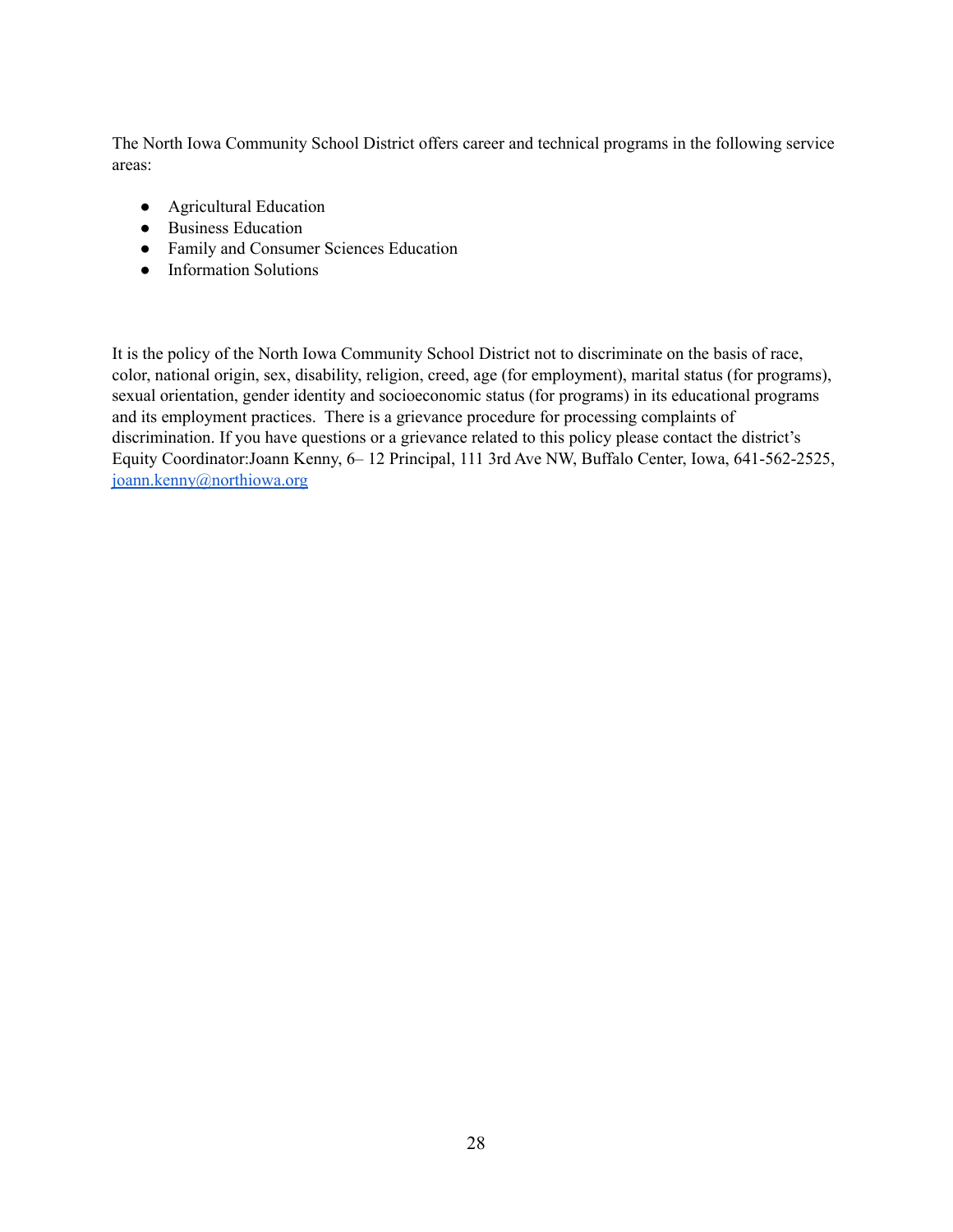The North Iowa Community School District offers career and technical programs in the following service areas:

- Agricultural Education
- Business Education
- Family and Consumer Sciences Education
- Information Solutions

It is the policy of the North Iowa Community School District not to discriminate on the basis of race, color, national origin, sex, disability, religion, creed, age (for employment), marital status (for programs), sexual orientation, gender identity and socioeconomic status (for programs) in its educational programs and its employment practices. There is a grievance procedure for processing complaints of discrimination. If you have questions or a grievance related to this policy please contact the district's Equity Coordinator:Joann Kenny, 6– 12 Principal, 111 3rd Ave NW, Buffalo Center, Iowa, 641-562-2525, joann.kenny@northiowa.org